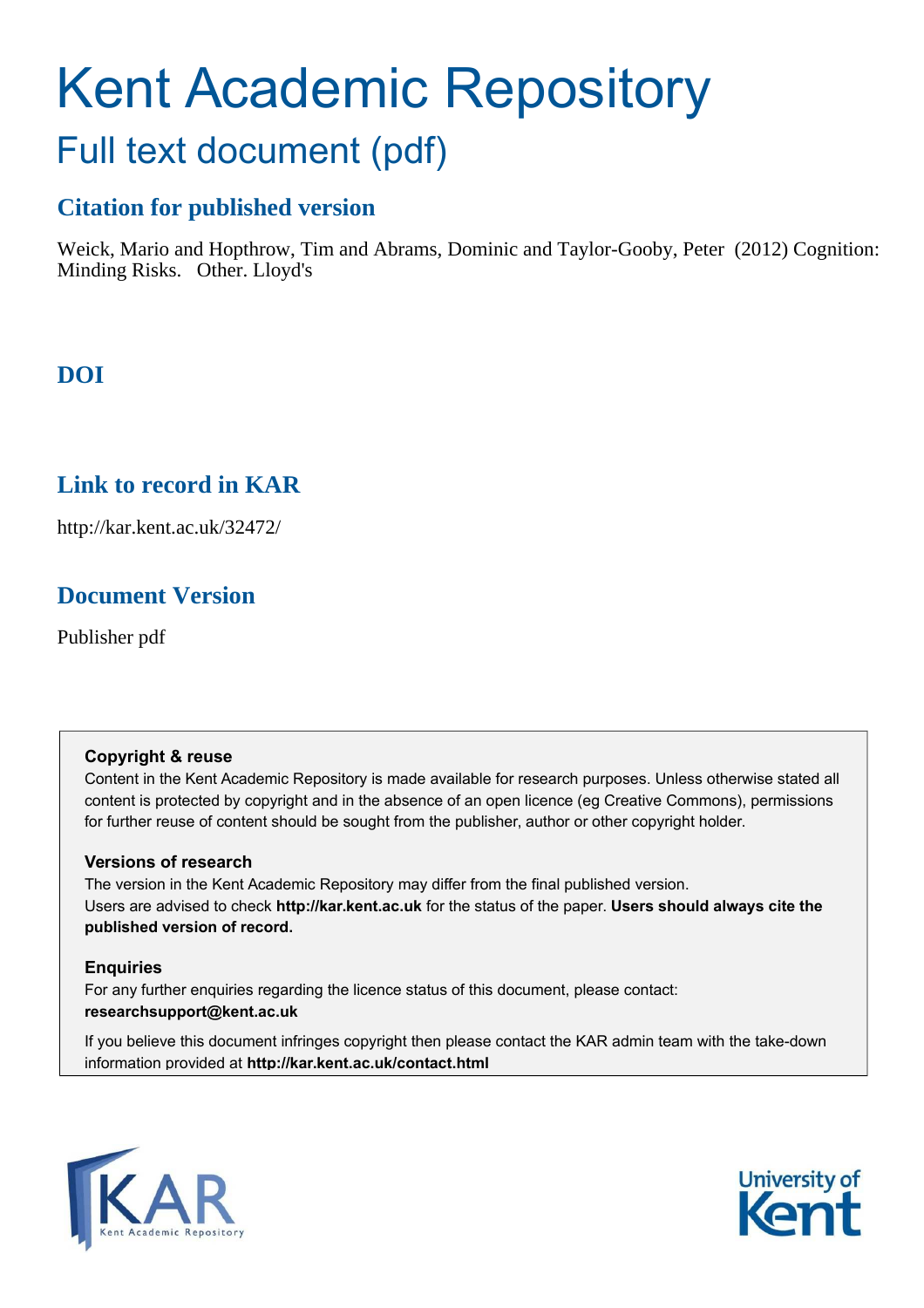# Kent Academic Repository

## Full text document (pdf)

## Citation for published version

Weick, Mario and Hopthrow, Tim and Abrams, Dominic and Taylor-Gooby, Peter (2012) Cognition: Minding Risks. Other. Lloyd's

## DOI

## Link to record in KAR

http://kar.kent.ac.uk/32472/

## Document Version

Publisher pdf

**Copyright & reuse**

Content in the Kent Academic Repository is made available for research purposes. Unless otherwise stated all content is protected by copyright and in the absence of an open licence (eg Creative Commons), permissions for further reuse of content should be sought from the publisher, author or other copyright holder.

**Versions of research**

The version in the Kent Academic Repository may differ from the final published version. Users are advised to check **http://kar.kent.ac.uk** for the status of the paper. **Users should always cite the published version of record.**

**Enquiries**

For any further enquiries regarding the licence status of this document, please contact: **researchsupport@kent.ac.uk**

If you believe this document infringes copyright then please contact the KAR admin team with the take-down information provided at **http://kar.kent.ac.uk/contact.html**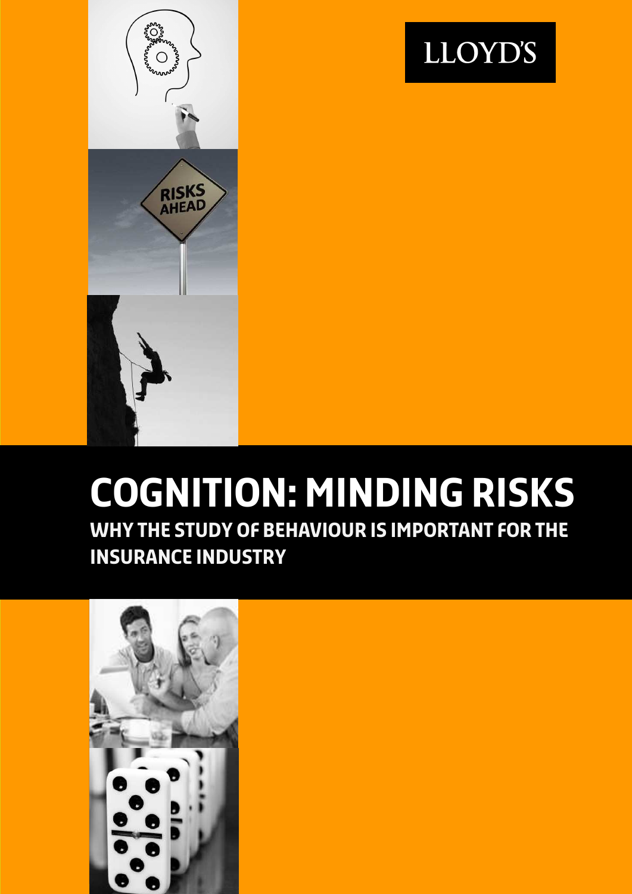LLOYD'S

# COGNITION: MINDING RISKS

## WHY THE STUDY OF BEHAVIOUR IS IMPORTANT FOR THE INSURANCE INDUSTRY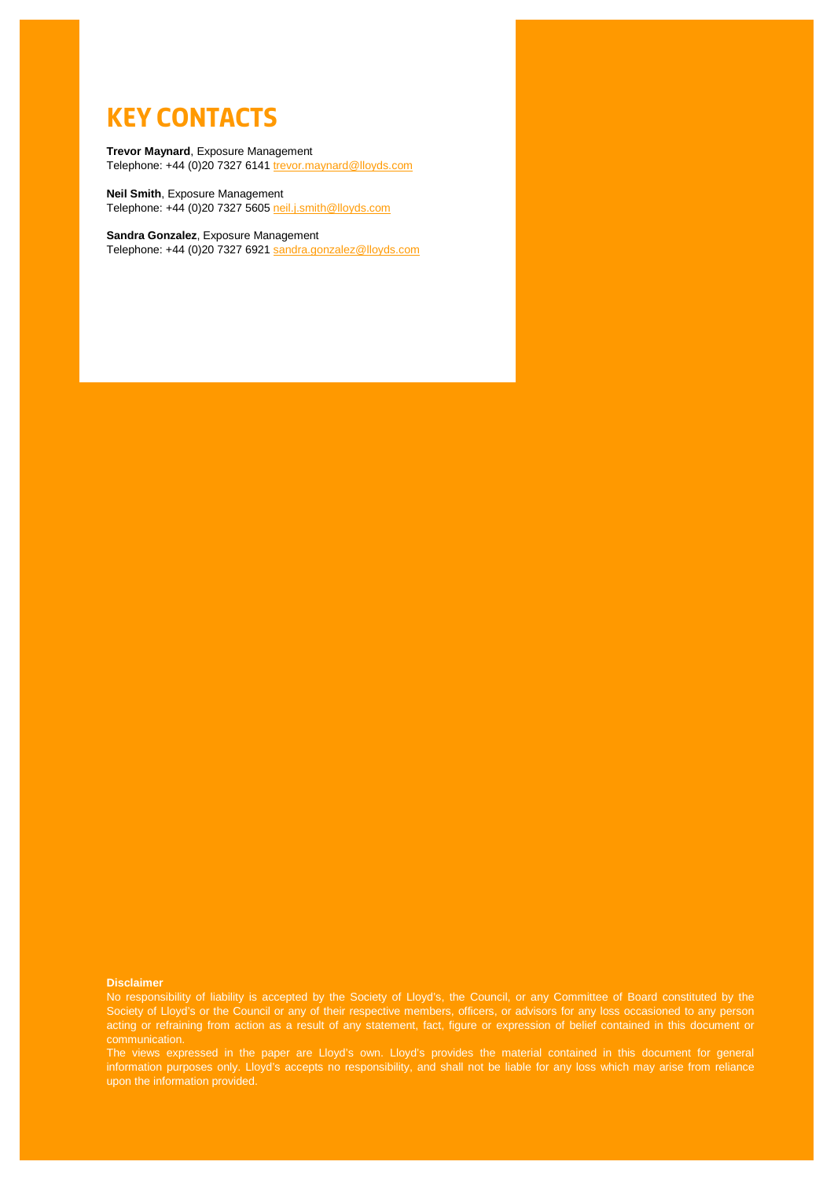# KEY CONTACTS

**Trevor Maynard**, Exposure Management
Telephone: +44 (0)20 7327 6141 trevor.maynard@lloyds.com

**Neil Smith**, Exposure Management
Telephone: +44 (0)20 7327 5605 neil.j.smith@lloyds.com

**Sandra Gonzalez**, Exposure Management
Telephone: +44 (0)20 7327 6921 sandra.gonzalez@lloyds.com

**Disclaimer**

No responsibility of liability is accepted by the Society of Lloyd's, the Council, or any Committee of Board constituted by the Society of Lloyd's or the Council or any of their respective members, officers, or advisors for any loss occasioned to any person acting or refraining from action as a result of any statement, fact, figure or expression of belief contained in this document or communication.

The views expressed in the paper are Lloyd's own. Lloyd's provides the material contained in this document for general information purposes only. Lloyd's accepts no responsibility, and shall not be liable for any loss which may arise from reliance upon the information provided.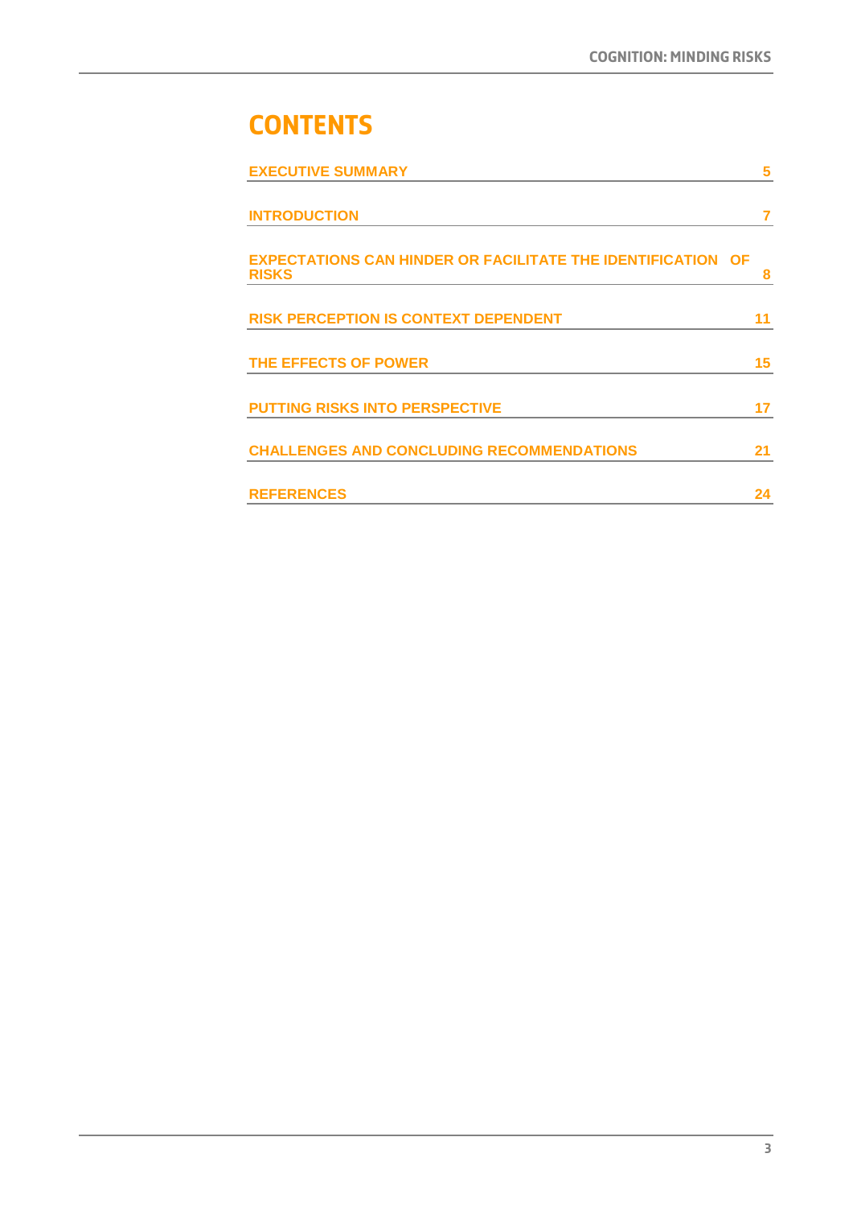# CONTENTS

| | |
|---|---|
| EXECUTIVE SUMMARY | 5 |
| INTRODUCTION | 7 |
| EXPECTATIONS CAN HINDER OR FACILITATE THE IDENTIFICATION OF RISKS | 8 |
| RISK PERCEPTION IS CONTEXT DEPENDENT | 11 |
| THE EFFECTS OF POWER | 15 |
| PUTTING RISKS INTO PERSPECTIVE | 17 |
| CHALLENGES AND CONCLUDING RECOMMENDATIONS | 21 |
| REFERENCES | 24 |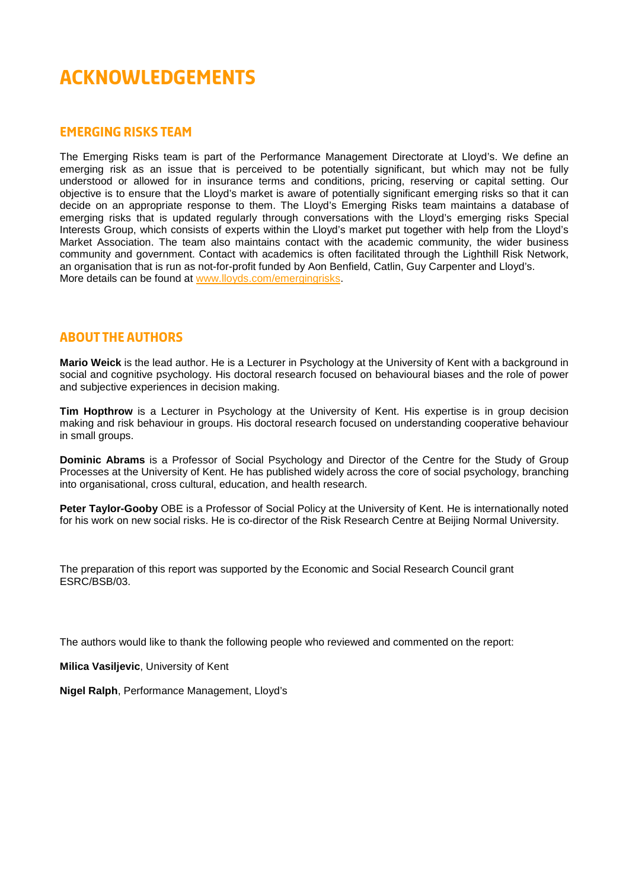# ACKNOWLEDGEMENTS

## EMERGING RISKS TEAM

The Emerging Risks team is part of the Performance Management Directorate at Lloyd's. We define an emerging risk as an issue that is perceived to be potentially significant, but which may not be fully understood or allowed for in insurance terms and conditions, pricing, reserving or capital setting. Our objective is to ensure that the Lloyd's market is aware of potentially significant emerging risks so that it can decide on an appropriate response to them. The Lloyd's Emerging Risks team maintains a database of emerging risks that is updated regularly through conversations with the Lloyd's emerging risks Special Interests Group, which consists of experts within the Lloyd's market put together with help from the Lloyd's Market Association. The team also maintains contact with the academic community, the wider business community and government. Contact with academics is often facilitated through the Lighthill Risk Network, an organisation that is run as not-for-profit funded by Aon Benfield, Catlin, Guy Carpenter and Lloyd's.
More details can be found at www.lloyds.com/emergingrisks.

## ABOUT THE AUTHORS

**Mario Weick** is the lead author. He is a Lecturer in Psychology at the University of Kent with a background in social and cognitive psychology. His doctoral research focused on behavioural biases and the role of power and subjective experiences in decision making.

**Tim Hopthrow** is a Lecturer in Psychology at the University of Kent. His expertise is in group decision making and risk behaviour in groups. His doctoral research focused on understanding cooperative behaviour in small groups.

**Dominic Abrams** is a Professor of Social Psychology and Director of the Centre for the Study of Group Processes at the University of Kent. He has published widely across the core of social psychology, branching into organisational, cross cultural, education, and health research.

**Peter Taylor-Gooby** OBE is a Professor of Social Policy at the University of Kent. He is internationally noted for his work on new social risks. He is co-director of the Risk Research Centre at Beijing Normal University.

The preparation of this report was supported by the Economic and Social Research Council grant ESRC/BSB/03.

The authors would like to thank the following people who reviewed and commented on the report:

**Milica Vasiljevic**, University of Kent

**Nigel Ralph**, Performance Management, Lloyd's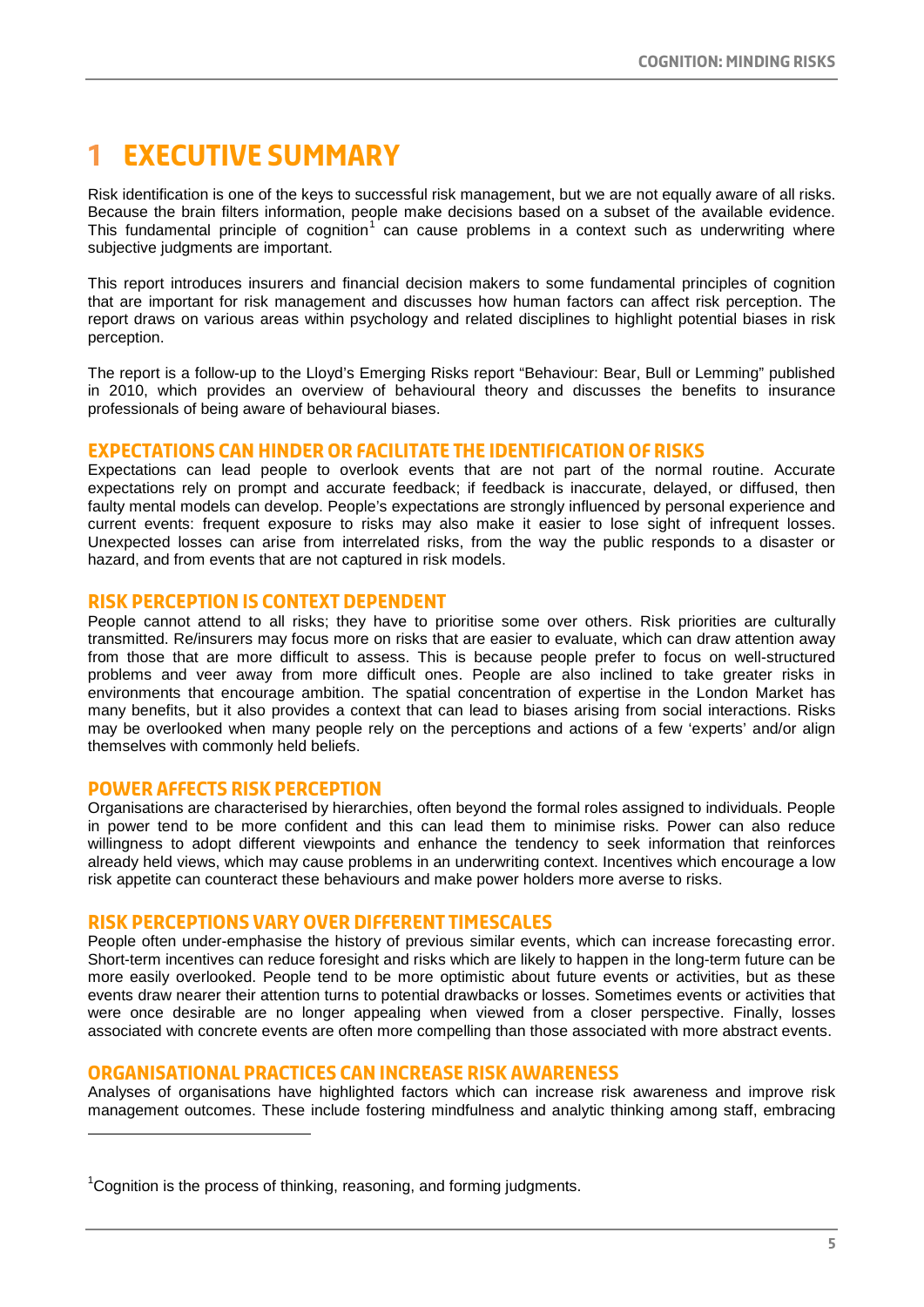# 1 EXECUTIVE SUMMARY

Risk identification is one of the keys to successful risk management, but we are not equally aware of all risks. Because the brain filters information, people make decisions based on a subset of the available evidence. This fundamental principle of cognition[1] can cause problems in a context such as underwriting where subjective judgments are important.

This report introduces insurers and financial decision makers to some fundamental principles of cognition that are important for risk management and discusses how human factors can affect risk perception. The report draws on various areas within psychology and related disciplines to highlight potential biases in risk perception.

The report is a follow-up to the Lloyd's Emerging Risks report "Behaviour: Bear, Bull or Lemming" published in 2010, which provides an overview of behavioural theory and discusses the benefits to insurance professionals of being aware of behavioural biases.

## EXPECTATIONS CAN HINDER OR FACILITATE THE IDENTIFICATION OF RISKS

Expectations can lead people to overlook events that are not part of the normal routine. Accurate expectations rely on prompt and accurate feedback; if feedback is inaccurate, delayed, or diffused, then faulty mental models can develop. People's expectations are strongly influenced by personal experience and current events: frequent exposure to risks may also make it easier to lose sight of infrequent losses. Unexpected losses can arise from interrelated risks, from the way the public responds to a disaster or hazard, and from events that are not captured in risk models.

## RISK PERCEPTION IS CONTEXT DEPENDENT

People cannot attend to all risks; they have to prioritise some over others. Risk priorities are culturally transmitted. Re/insurers may focus more on risks that are easier to evaluate, which can draw attention away from those that are more difficult to assess. This is because people prefer to focus on well-structured problems and veer away from more difficult ones. People are also inclined to take greater risks in environments that encourage ambition. The spatial concentration of expertise in the London Market has many benefits, but it also provides a context that can lead to biases arising from social interactions. Risks may be overlooked when many people rely on the perceptions and actions of a few 'experts' and/or align themselves with commonly held beliefs.

## POWER AFFECTS RISK PERCEPTION

Organisations are characterised by hierarchies, often beyond the formal roles assigned to individuals. People in power tend to be more confident and this can lead them to minimise risks. Power can also reduce willingness to adopt different viewpoints and enhance the tendency to seek information that reinforces already held views, which may cause problems in an underwriting context. Incentives which encourage a low risk appetite can counteract these behaviours and make power holders more averse to risks.

## RISK PERCEPTIONS VARY OVER DIFFERENT TIMESCALES

People often under-emphasise the history of previous similar events, which can increase forecasting error. Short-term incentives can reduce foresight and risks which are likely to happen in the long-term future can be more easily overlooked. People tend to be more optimistic about future events or activities, but as these events draw nearer their attention turns to potential drawbacks or losses. Sometimes events or activities that were once desirable are no longer appealing when viewed from a closer perspective. Finally, losses associated with concrete events are often more compelling than those associated with more abstract events.

## ORGANISATIONAL PRACTICES CAN INCREASE RISK AWARENESS

Analyses of organisations have highlighted factors which can increase risk awareness and improve risk management outcomes. These include fostering mindfulness and analytic thinking among staff, embracing

[1] Cognition is the process of thinking, reasoning, and forming judgments.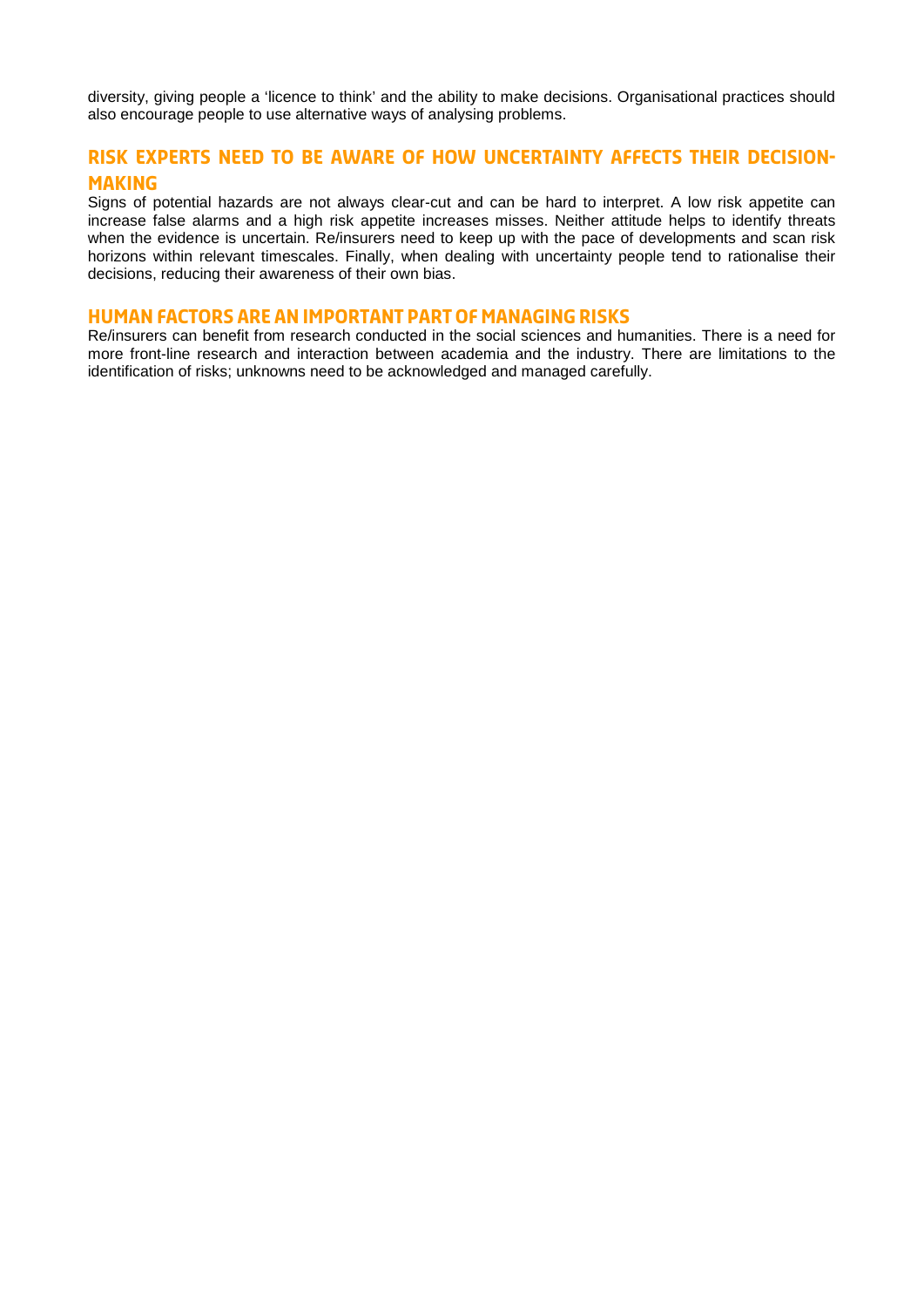diversity, giving people a 'licence to think' and the ability to make decisions. Organisational practices should also encourage people to use alternative ways of analysing problems.

## RISK EXPERTS NEED TO BE AWARE OF HOW UNCERTAINTY AFFECTS THEIR DECISION-MAKING

Signs of potential hazards are not always clear-cut and can be hard to interpret. A low risk appetite can increase false alarms and a high risk appetite increases misses. Neither attitude helps to identify threats when the evidence is uncertain. Re/insurers need to keep up with the pace of developments and scan risk horizons within relevant timescales. Finally, when dealing with uncertainty people tend to rationalise their decisions, reducing their awareness of their own bias.

## HUMAN FACTORS ARE AN IMPORTANT PART OF MANAGING RISKS

Re/insurers can benefit from research conducted in the social sciences and humanities. There is a need for more front-line research and interaction between academia and the industry. There are limitations to the identification of risks; unknowns need to be acknowledged and managed carefully.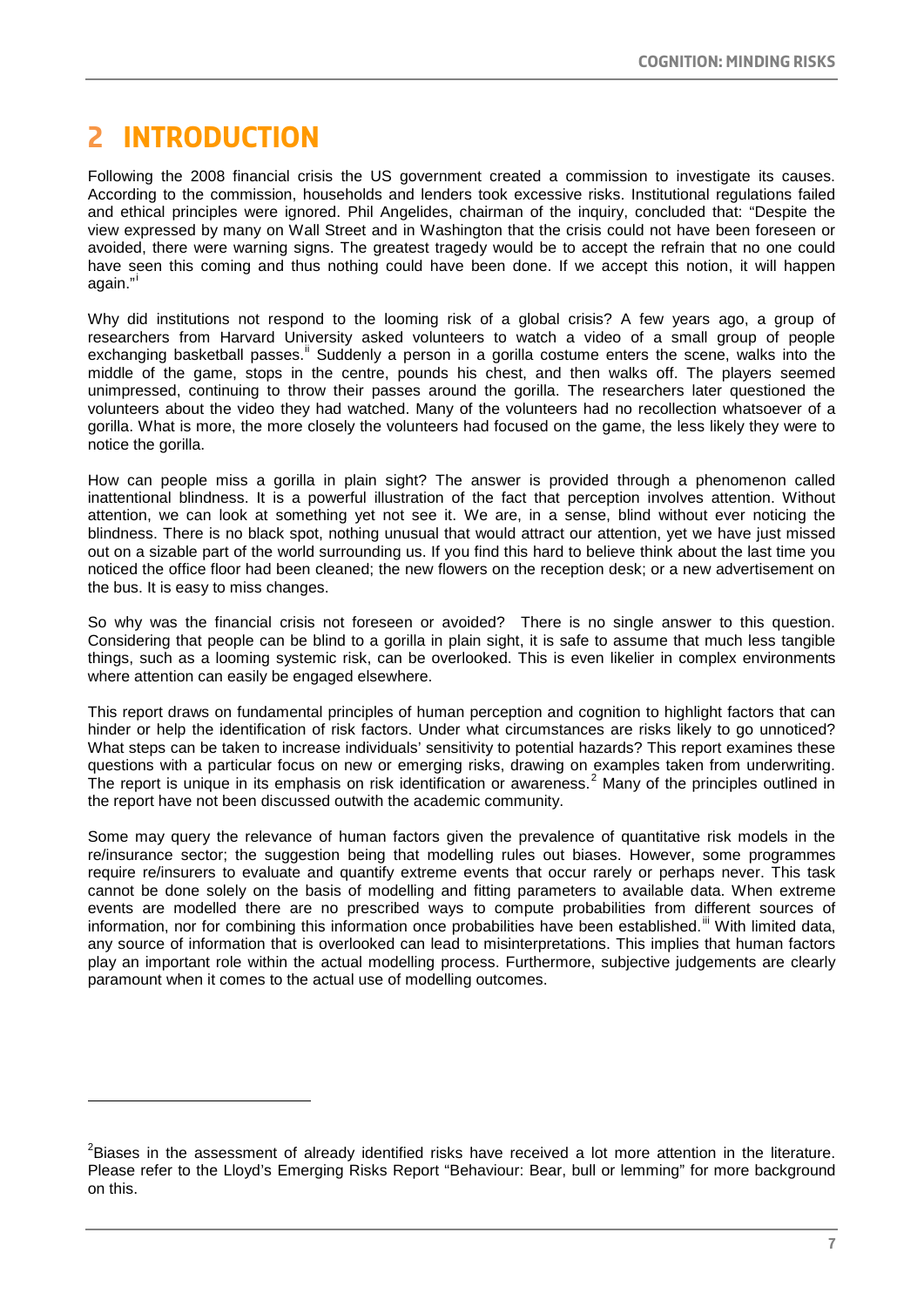# 2 INTRODUCTION

Following the 2008 financial crisis the US government created a commission to investigate its causes. According to the commission, households and lenders took excessive risks. Institutional regulations failed and ethical principles were ignored. Phil Angelides, chairman of the inquiry, concluded that: "Despite the view expressed by many on Wall Street and in Washington that the crisis could not have been foreseen or avoided, there were warning signs. The greatest tragedy would be to accept the refrain that no one could have seen this coming and thus nothing could have been done. If we accept this notion, it will happen again."[i]

Why did institutions not respond to the looming risk of a global crisis? A few years ago, a group of researchers from Harvard University asked volunteers to watch a video of a small group of people exchanging basketball passes.[ii] Suddenly a person in a gorilla costume enters the scene, walks into the middle of the game, stops in the centre, pounds his chest, and then walks off. The players seemed unimpressed, continuing to throw their passes around the gorilla. The researchers later questioned the volunteers about the video they had watched. Many of the volunteers had no recollection whatsoever of a gorilla. What is more, the more closely the volunteers had focused on the game, the less likely they were to notice the gorilla.

How can people miss a gorilla in plain sight? The answer is provided through a phenomenon called inattentional blindness. It is a powerful illustration of the fact that perception involves attention. Without attention, we can look at something yet not see it. We are, in a sense, blind without ever noticing the blindness. There is no black spot, nothing unusual that would attract our attention, yet we have just missed out on a sizable part of the world surrounding us. If you find this hard to believe think about the last time you noticed the office floor had been cleaned; the new flowers on the reception desk; or a new advertisement on the bus. It is easy to miss changes.

So why was the financial crisis not foreseen or avoided? There is no single answer to this question. Considering that people can be blind to a gorilla in plain sight, it is safe to assume that much less tangible things, such as a looming systemic risk, can be overlooked. This is even likelier in complex environments where attention can easily be engaged elsewhere.

This report draws on fundamental principles of human perception and cognition to highlight factors that can hinder or help the identification of risk factors. Under what circumstances are risks likely to go unnoticed? What steps can be taken to increase individuals' sensitivity to potential hazards? This report examines these questions with a particular focus on new or emerging risks, drawing on examples taken from underwriting. The report is unique in its emphasis on risk identification or awareness.[2] Many of the principles outlined in the report have not been discussed outwith the academic community.

Some may query the relevance of human factors given the prevalence of quantitative risk models in the re/insurance sector; the suggestion being that modelling rules out biases. However, some programmes require re/insurers to evaluate and quantify extreme events that occur rarely or perhaps never. This task cannot be done solely on the basis of modelling and fitting parameters to available data. When extreme events are modelled there are no prescribed ways to compute probabilities from different sources of information, nor for combining this information once probabilities have been established.[iii] With limited data, any source of information that is overlooked can lead to misinterpretations. This implies that human factors play an important role within the actual modelling process. Furthermore, subjective judgements are clearly paramount when it comes to the actual use of modelling outcomes.

---

[2] Biases in the assessment of already identified risks have received a lot more attention in the literature. Please refer to the Lloyd's Emerging Risks Report "Behaviour: Bear, bull or lemming" for more background on this.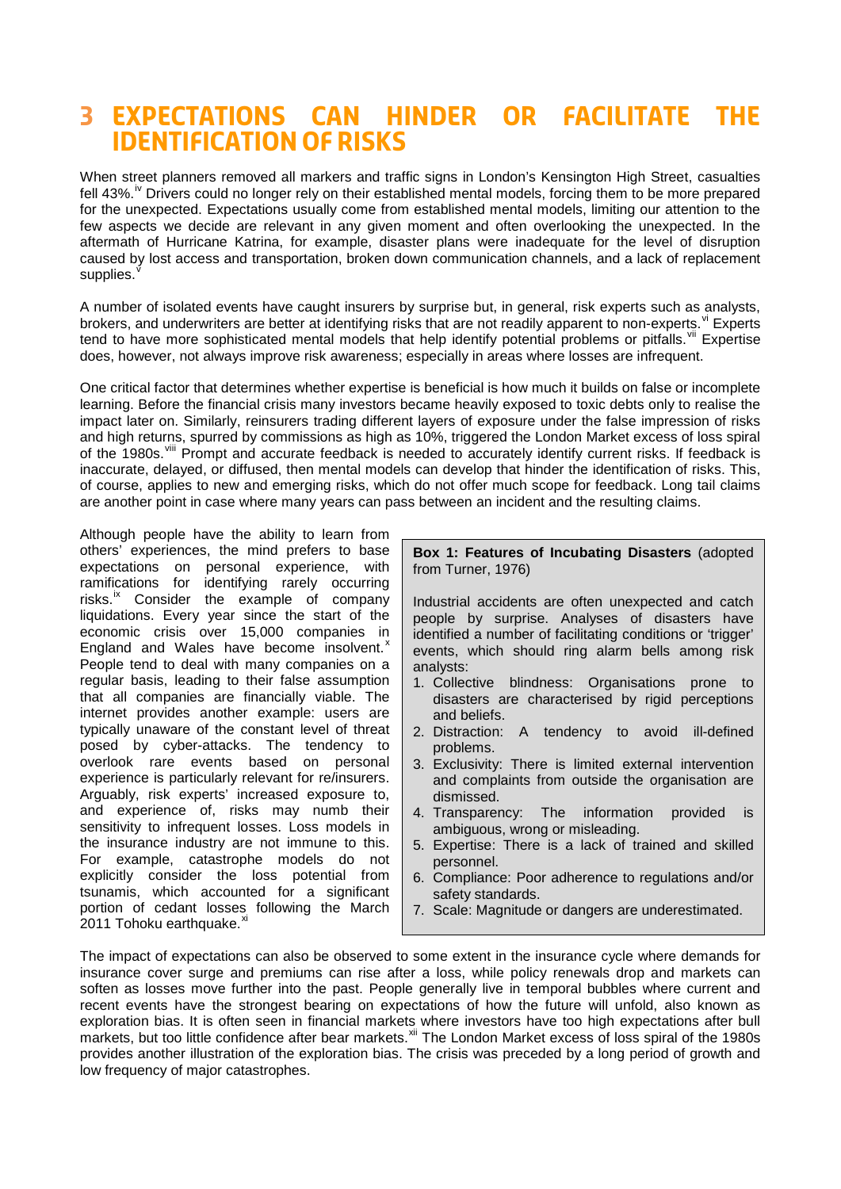# 3 EXPECTATIONS CAN HINDER OR FACILITATE THE IDENTIFICATION OF RISKS

When street planners removed all markers and traffic signs in London's Kensington High Street, casualties fell 43%.[iv] Drivers could no longer rely on their established mental models, forcing them to be more prepared for the unexpected. Expectations usually come from established mental models, limiting our attention to the few aspects we decide are relevant in any given moment and often overlooking the unexpected. In the aftermath of Hurricane Katrina, for example, disaster plans were inadequate for the level of disruption caused by lost access and transportation, broken down communication channels, and a lack of replacement supplies.[v]

A number of isolated events have caught insurers by surprise but, in general, risk experts such as analysts, brokers, and underwriters are better at identifying risks that are not readily apparent to non-experts.[vi] Experts tend to have more sophisticated mental models that help identify potential problems or pitfalls.[vii] Expertise does, however, not always improve risk awareness; especially in areas where losses are infrequent.

One critical factor that determines whether expertise is beneficial is how much it builds on false or incomplete learning. Before the financial crisis many investors became heavily exposed to toxic debts only to realise the impact later on. Similarly, reinsurers trading different layers of exposure under the false impression of risks and high returns, spurred by commissions as high as 10%, triggered the London Market excess of loss spiral of the 1980s.[viii] Prompt and accurate feedback is needed to accurately identify current risks. If feedback is inaccurate, delayed, or diffused, then mental models can develop that hinder the identification of risks. This, of course, applies to new and emerging risks, which do not offer much scope for feedback. Long tail claims are another point in case where many years can pass between an incident and the resulting claims.

Although people have the ability to learn from others' experiences, the mind prefers to base expectations on personal experience, with ramifications for identifying rarely occurring risks.[ix] Consider the example of company liquidations. Every year since the start of the economic crisis over 15,000 companies in England and Wales have become insolvent.[x] People tend to deal with many companies on a regular basis, leading to their false assumption that all companies are financially viable. The internet provides another example: users are typically unaware of the constant level of threat posed by cyber-attacks. The tendency to overlook rare events based on personal experience is particularly relevant for re/insurers. Arguably, risk experts' increased exposure to, and experience of, risks may numb their sensitivity to infrequent losses. Loss models in the insurance industry are not immune to this. For example, catastrophe models do not explicitly consider the loss potential from tsunamis, which accounted for a significant portion of cedant losses following the March 2011 Tohoku earthquake.[xi]

> **Box 1: Features of Incubating Disasters** (adopted from Turner, 1976)
>
> Industrial accidents are often unexpected and catch people by surprise. Analyses of disasters have identified a number of facilitating conditions or 'trigger' events, which should ring alarm bells among risk analysts:
>
> 1. Collective blindness: Organisations prone to disasters are characterised by rigid perceptions and beliefs.
> 2. Distraction: A tendency to avoid ill-defined problems.
> 3. Exclusivity: There is limited external intervention and complaints from outside the organisation are dismissed.
> 4. Transparency: The information provided is ambiguous, wrong or misleading.
> 5. Expertise: There is a lack of trained and skilled personnel.
> 6. Compliance: Poor adherence to regulations and/or safety standards.
> 7. Scale: Magnitude or dangers are underestimated.

The impact of expectations can also be observed to some extent in the insurance cycle where demands for insurance cover surge and premiums can rise after a loss, while policy renewals drop and markets can soften as losses move further into the past. People generally live in temporal bubbles where current and recent events have the strongest bearing on expectations of how the future will unfold, also known as exploration bias. It is often seen in financial markets where investors have too high expectations after bull markets, but too little confidence after bear markets.[xii] The London Market excess of loss spiral of the 1980s provides another illustration of the exploration bias. The crisis was preceded by a long period of growth and low frequency of major catastrophes.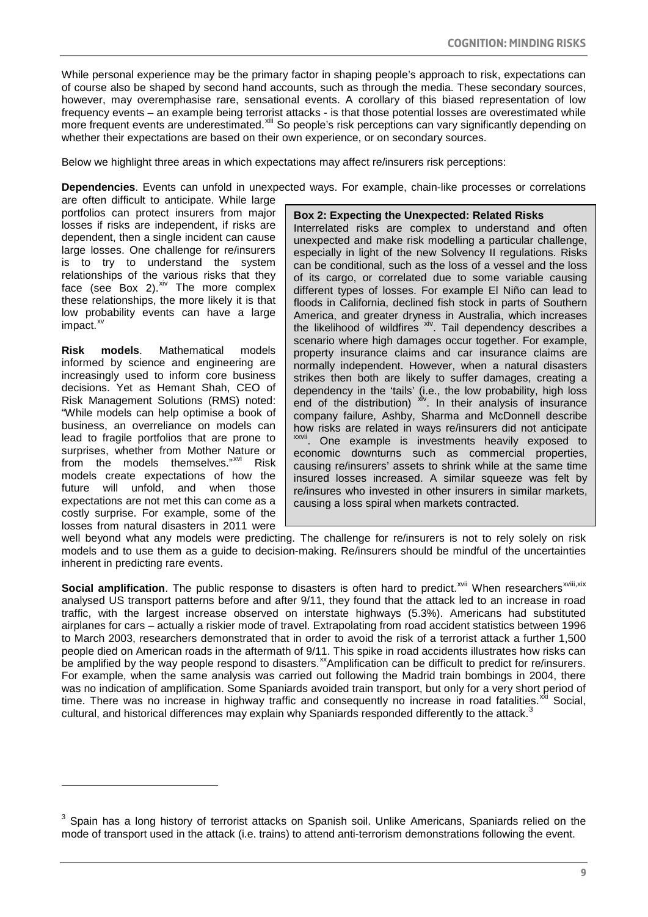While personal experience may be the primary factor in shaping people's approach to risk, expectations can of course also be shaped by second hand accounts, such as through the media. These secondary sources, however, may overemphasise rare, sensational events. A corollary of this biased representation of low frequency events – an example being terrorist attacks - is that those potential losses are overestimated while more frequent events are underestimated.[xiii] So people's risk perceptions can vary significantly depending on whether their expectations are based on their own experience, or on secondary sources.

Below we highlight three areas in which expectations may affect re/insurers risk perceptions:

**Dependencies**. Events can unfold in unexpected ways. For example, chain-like processes or correlations are often difficult to anticipate. While large portfolios can protect insurers from major losses if risks are independent, if risks are dependent, then a single incident can cause large losses. One challenge for re/insurers is to try to understand the system relationships of the various risks that they face (see Box 2).[xiv] The more complex these relationships, the more likely it is that low probability events can have a large impact.[xv]

**Risk models**. Mathematical models informed by science and engineering are increasingly used to inform core business decisions. Yet as Hemant Shah, CEO of Risk Management Solutions (RMS) noted: "While models can help optimise a book of business, an overreliance on models can lead to fragile portfolios that are prone to surprises, whether from Mother Nature or from the models themselves."[xvi] Risk models create expectations of how the future will unfold, and when those expectations are not met this can come as a costly surprise. For example, some of the losses from natural disasters in 2011 were well beyond what any models were predicting. The challenge for re/insurers is not to rely solely on risk models and to use them as a guide to decision-making. Re/insurers should be mindful of the uncertainties inherent in predicting rare events.

> **Box 2: Expecting the Unexpected: Related Risks**
>
> Interrelated risks are complex to understand and often unexpected and make risk modelling a particular challenge, especially in light of the new Solvency II regulations. Risks can be conditional, such as the loss of a vessel and the loss of its cargo, or correlated due to some variable causing different types of losses. For example El Niño can lead to floods in California, declined fish stock in parts of Southern America, and greater dryness in Australia, which increases the likelihood of wildfires [xiv]. Tail dependency describes a scenario where high damages occur together. For example, property insurance claims and car insurance claims are normally independent. However, when a natural disasters strikes then both are likely to suffer damages, creating a dependency in the 'tails' (i.e., the low probability, high loss end of the distribution) [xiv]. In their analysis of insurance company failure, Ashby, Sharma and McDonnell describe how risks are related in ways re/insurers did not anticipate [xxvii]. One example is investments heavily exposed to economic downturns such as commercial properties, causing re/insurers' assets to shrink while at the same time insured losses increased. A similar squeeze was felt by re/insures who invested in other insurers in similar markets, causing a loss spiral when markets contracted.

**Social amplification**. The public response to disasters is often hard to predict.[xvii] When researchers[xviii,xix] analysed US transport patterns before and after 9/11, they found that the attack led to an increase in road traffic, with the largest increase observed on interstate highways (5.3%). Americans had substituted airplanes for cars – actually a riskier mode of travel. Extrapolating from road accident statistics between 1996 to March 2003, researchers demonstrated that in order to avoid the risk of a terrorist attack a further 1,500 people died on American roads in the aftermath of 9/11. This spike in road accidents illustrates how risks can be amplified by the way people respond to disasters.[xx] Amplification can be difficult to predict for re/insurers. For example, when the same analysis was carried out following the Madrid train bombings in 2004, there was no indication of amplification. Some Spaniards avoided train transport, but only for a very short period of time. There was no increase in highway traffic and consequently no increase in road fatalities.[xxi] Social, cultural, and historical differences may explain why Spaniards responded differently to the attack.[3]

[3] Spain has a long history of terrorist attacks on Spanish soil. Unlike Americans, Spaniards relied on the mode of transport used in the attack (i.e. trains) to attend anti-terrorism demonstrations following the event.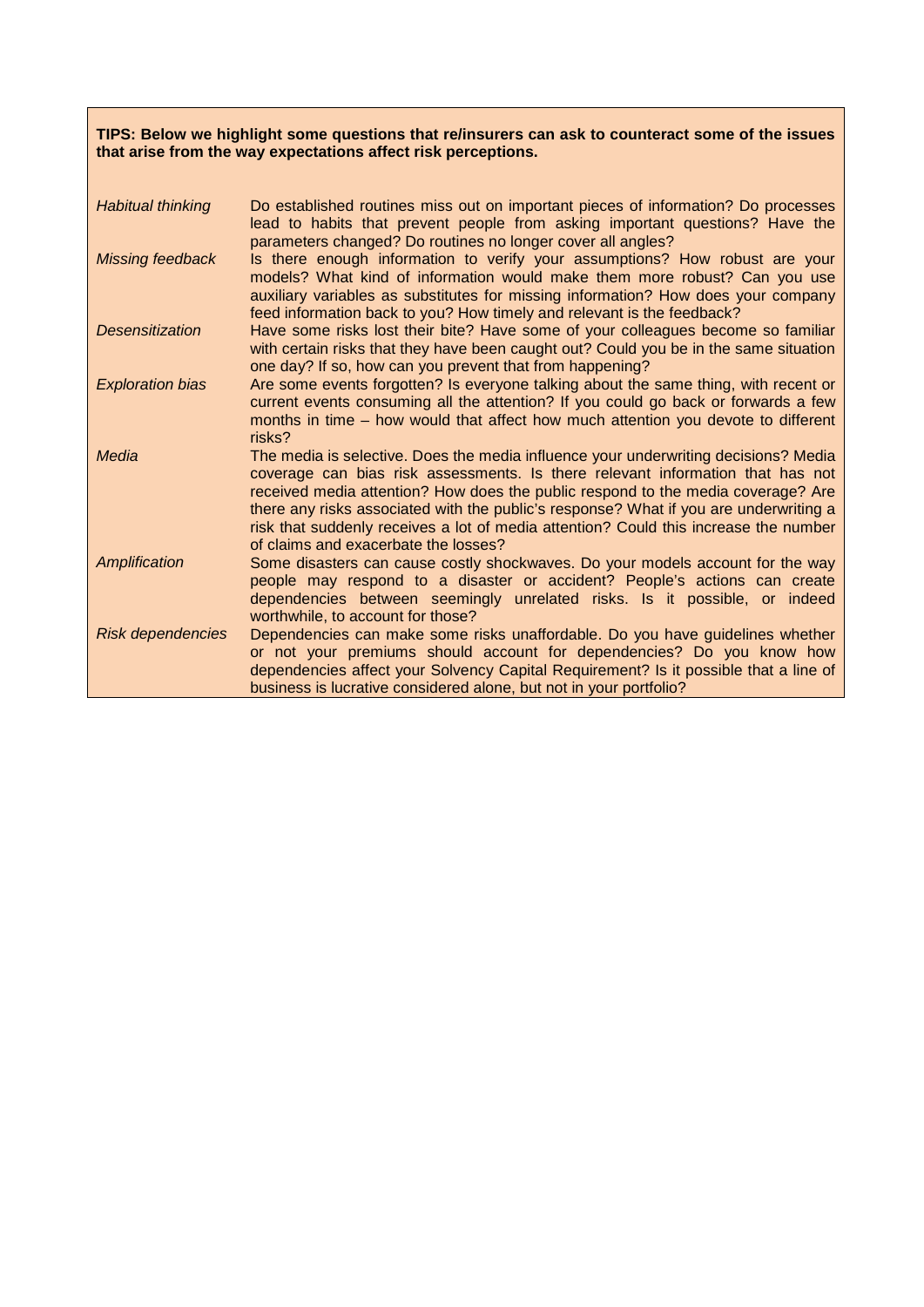**TIPS: Below we highlight some questions that re/insurers can ask to counteract some of the issues that arise from the way expectations affect risk perceptions.**

| | |
|---|---|
| *Habitual thinking* | Do established routines miss out on important pieces of information? Do processes lead to habits that prevent people from asking important questions? Have the parameters changed? Do routines no longer cover all angles? |
| *Missing feedback* | Is there enough information to verify your assumptions? How robust are your models? What kind of information would make them more robust? Can you use auxiliary variables as substitutes for missing information? How does your company feed information back to you? How timely and relevant is the feedback? |
| *Desensitization* | Have some risks lost their bite? Have some of your colleagues become so familiar with certain risks that they have been caught out? Could you be in the same situation one day? If so, how can you prevent that from happening? |
| *Exploration bias* | Are some events forgotten? Is everyone talking about the same thing, with recent or current events consuming all the attention? If you could go back or forwards a few months in time – how would that affect how much attention you devote to different risks? |
| *Media* | The media is selective. Does the media influence your underwriting decisions? Media coverage can bias risk assessments. Is there relevant information that has not received media attention? How does the public respond to the media coverage? Are there any risks associated with the public's response? What if you are underwriting a risk that suddenly receives a lot of media attention? Could this increase the number of claims and exacerbate the losses? |
| *Amplification* | Some disasters can cause costly shockwaves. Do your models account for the way people may respond to a disaster or accident? People's actions can create dependencies between seemingly unrelated risks. Is it possible, or indeed worthwhile, to account for those? |
| *Risk dependencies* | Dependencies can make some risks unaffordable. Do you have guidelines whether or not your premiums should account for dependencies? Do you know how dependencies affect your Solvency Capital Requirement? Is it possible that a line of business is lucrative considered alone, but not in your portfolio? |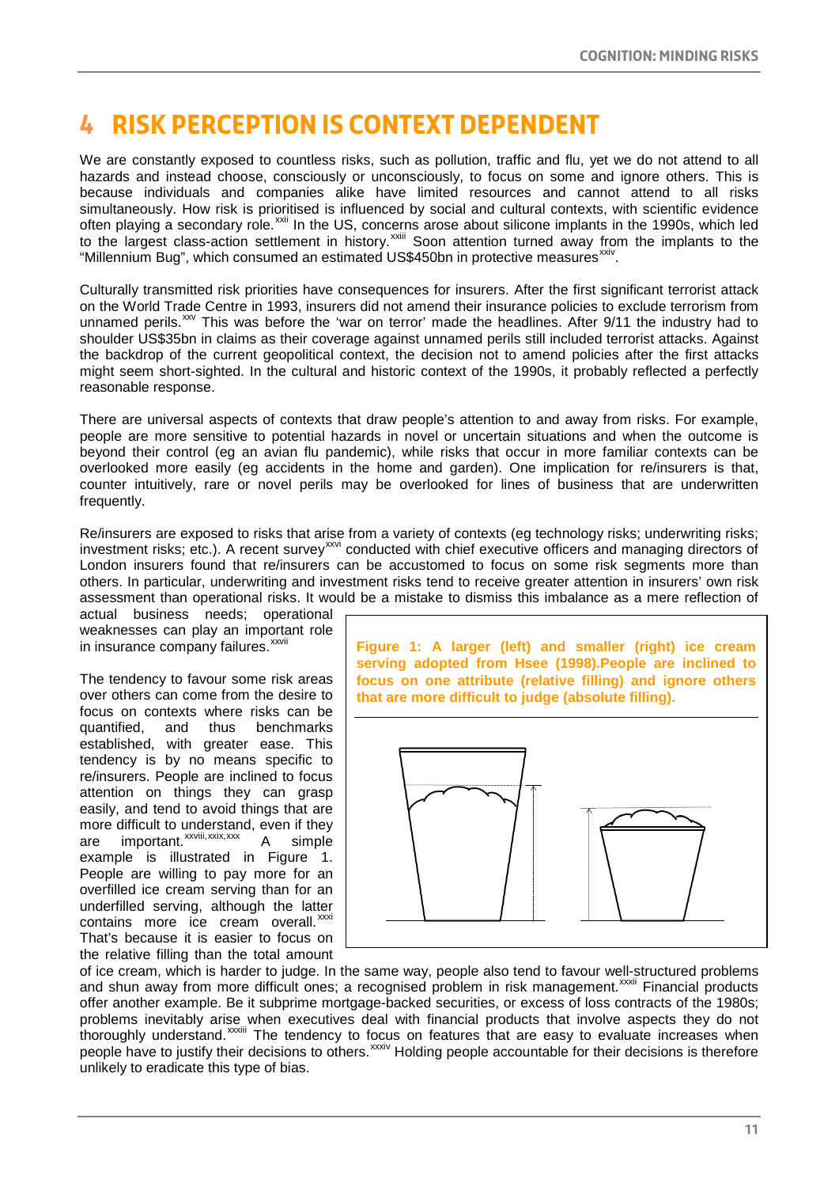# 4 RISK PERCEPTION IS CONTEXT DEPENDENT

We are constantly exposed to countless risks, such as pollution, traffic and flu, yet we do not attend to all hazards and instead choose, consciously or unconsciously, to focus on some and ignore others. This is because individuals and companies alike have limited resources and cannot attend to all risks simultaneously. How risk is prioritised is influenced by social and cultural contexts, with scientific evidence often playing a secondary role.[xxii] In the US, concerns arose about silicone implants in the 1990s, which led to the largest class-action settlement in history.[xxiii] Soon attention turned away from the implants to the "Millennium Bug", which consumed an estimated US$450bn in protective measures[xxiv].

Culturally transmitted risk priorities have consequences for insurers. After the first significant terrorist attack on the World Trade Centre in 1993, insurers did not amend their insurance policies to exclude terrorism from unnamed perils.[xxv] This was before the 'war on terror' made the headlines. After 9/11 the industry had to shoulder US$35bn in claims as their coverage against unnamed perils still included terrorist attacks. Against the backdrop of the current geopolitical context, the decision not to amend policies after the first attacks might seem short-sighted. In the cultural and historic context of the 1990s, it probably reflected a perfectly reasonable response.

There are universal aspects of contexts that draw people's attention to and away from risks. For example, people are more sensitive to potential hazards in novel or uncertain situations and when the outcome is beyond their control (eg an avian flu pandemic), while risks that occur in more familiar contexts can be overlooked more easily (eg accidents in the home and garden). One implication for re/insurers is that, counter intuitively, rare or novel perils may be overlooked for lines of business that are underwritten frequently.

Re/insurers are exposed to risks that arise from a variety of contexts (eg technology risks; underwriting risks; investment risks; etc.). A recent survey[xxvi] conducted with chief executive officers and managing directors of London insurers found that re/insurers can be accustomed to focus on some risk segments more than others. In particular, underwriting and investment risks tend to receive greater attention in insurers' own risk assessment than operational risks. It would be a mistake to dismiss this imbalance as a mere reflection of actual business needs; operational weaknesses can play an important role in insurance company failures.[xxvii]

**Figure 1: A larger (left) and smaller (right) ice cream serving adopted from Hsee (1998). People are inclined to focus on one attribute (relative filling) and ignore others that are more difficult to judge (absolute filling).**

The tendency to favour some risk areas over others can come from the desire to focus on contexts where risks can be quantified, and thus benchmarks established, with greater ease. This tendency is by no means specific to re/insurers. People are inclined to focus attention on things they can grasp easily, and tend to avoid things that are more difficult to understand, even if they are important.[xxviii,xxix,xxx] A simple example is illustrated in Figure 1. People are willing to pay more for an overfilled ice cream serving than for an underfilled serving, although the latter contains more ice cream overall.[xxxi] That's because it is easier to focus on the relative filling than the total amount of ice cream, which is harder to judge. In the same way, people also tend to favour well-structured problems and shun away from more difficult ones; a recognised problem in risk management.[xxxii] Financial products offer another example. Be it subprime mortgage-backed securities, or excess of loss contracts of the 1980s; problems inevitably arise when executives deal with financial products that involve aspects they do not thoroughly understand.[xxxiii] The tendency to focus on features that are easy to evaluate increases when people have to justify their decisions to others.[xxxiv] Holding people accountable for their decisions is therefore unlikely to eradicate this type of bias.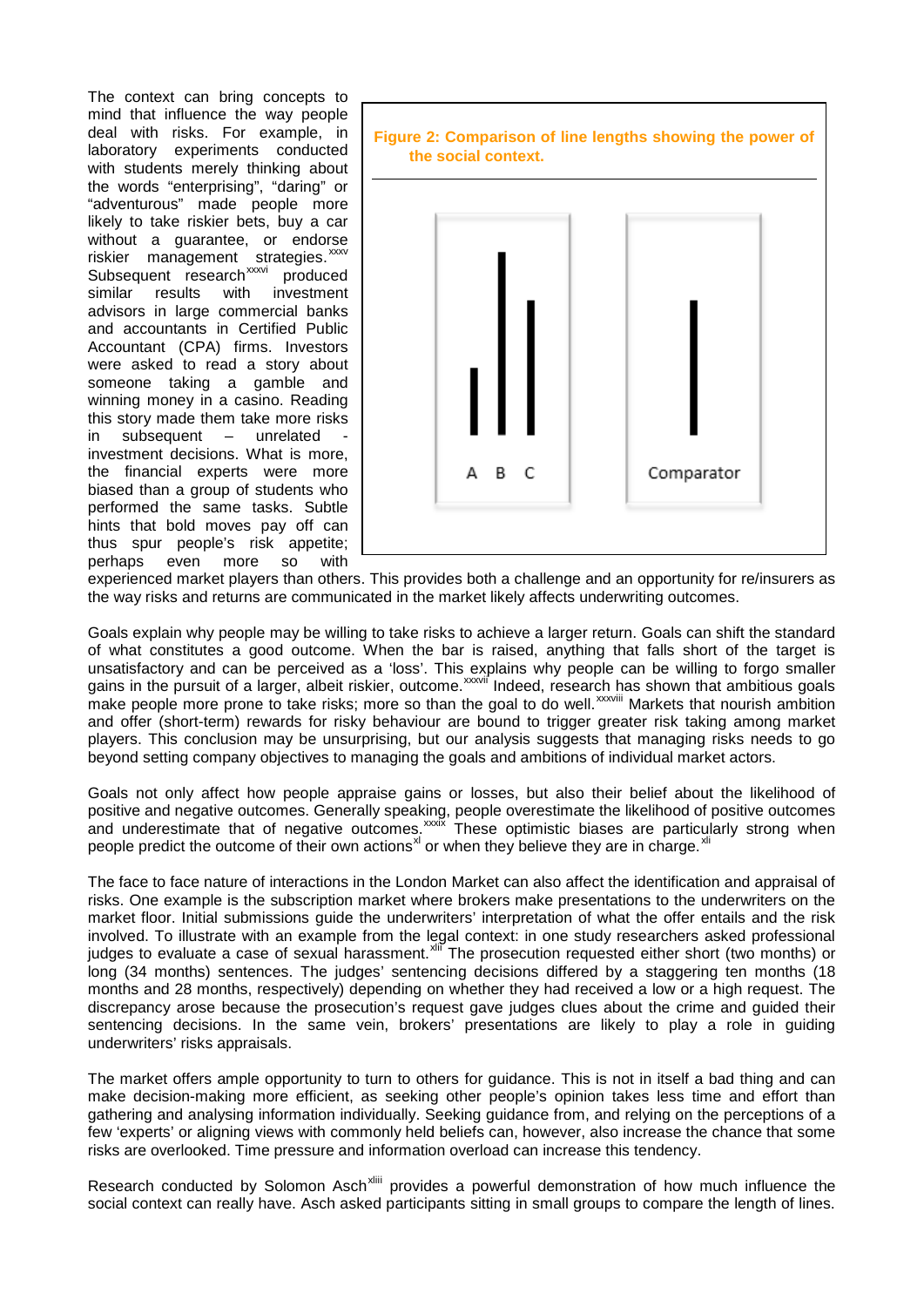The context can bring concepts to mind that influence the way people deal with risks. For example, in laboratory experiments conducted with students merely thinking about the words "enterprising", "daring" or "adventurous" made people more likely to take riskier bets, buy a car without a guarantee, or endorse riskier management strategies.[xxxv] Subsequent research[xxxvi] produced similar results with investment advisors in large commercial banks and accountants in Certified Public Accountant (CPA) firms. Investors were asked to read a story about someone taking a gamble and winning money in a casino. Reading this story made them take more risks in subsequent – unrelated - investment decisions. What is more, the financial experts were more biased than a group of students who performed the same tasks. Subtle hints that bold moves pay off can thus spur people's risk appetite; perhaps even more so with experienced market players than others. This provides both a challenge and an opportunity for re/insurers as the way risks and returns are communicated in the market likely affects underwriting outcomes.

**Figure 2: Comparison of line lengths showing the power of the social context.**

Goals explain why people may be willing to take risks to achieve a larger return. Goals can shift the standard of what constitutes a good outcome. When the bar is raised, anything that falls short of the target is unsatisfactory and can be perceived as a 'loss'. This explains why people can be willing to forgo smaller gains in the pursuit of a larger, albeit riskier, outcome.[xxxvii] Indeed, research has shown that ambitious goals make people more prone to take risks; more so than the goal to do well.[xxxviii] Markets that nourish ambition and offer (short-term) rewards for risky behaviour are bound to trigger greater risk taking among market players. This conclusion may be unsurprising, but our analysis suggests that managing risks needs to go beyond setting company objectives to managing the goals and ambitions of individual market actors.

Goals not only affect how people appraise gains or losses, but also their belief about the likelihood of positive and negative outcomes. Generally speaking, people overestimate the likelihood of positive outcomes and underestimate that of negative outcomes.[xxxix] These optimistic biases are particularly strong when people predict the outcome of their own actions[xl] or when they believe they are in charge.[xli]

The face to face nature of interactions in the London Market can also affect the identification and appraisal of risks. One example is the subscription market where brokers make presentations to the underwriters on the market floor. Initial submissions guide the underwriters' interpretation of what the offer entails and the risk involved. To illustrate with an example from the legal context: in one study researchers asked professional judges to evaluate a case of sexual harassment.[xlii] The prosecution requested either short (two months) or long (34 months) sentences. The judges' sentencing decisions differed by a staggering ten months (18 months and 28 months, respectively) depending on whether they had received a low or a high request. The discrepancy arose because the prosecution's request gave judges clues about the crime and guided their sentencing decisions. In the same vein, brokers' presentations are likely to play a role in guiding underwriters' risks appraisals.

The market offers ample opportunity to turn to others for guidance. This is not in itself a bad thing and can make decision-making more efficient, as seeking other people's opinion takes less time and effort than gathering and analysing information individually. Seeking guidance from, and relying on the perceptions of a few 'experts' or aligning views with commonly held beliefs can, however, also increase the chance that some risks are overlooked. Time pressure and information overload can increase this tendency.

Research conducted by Solomon Asch[xliii] provides a powerful demonstration of how much influence the social context can really have. Asch asked participants sitting in small groups to compare the length of lines.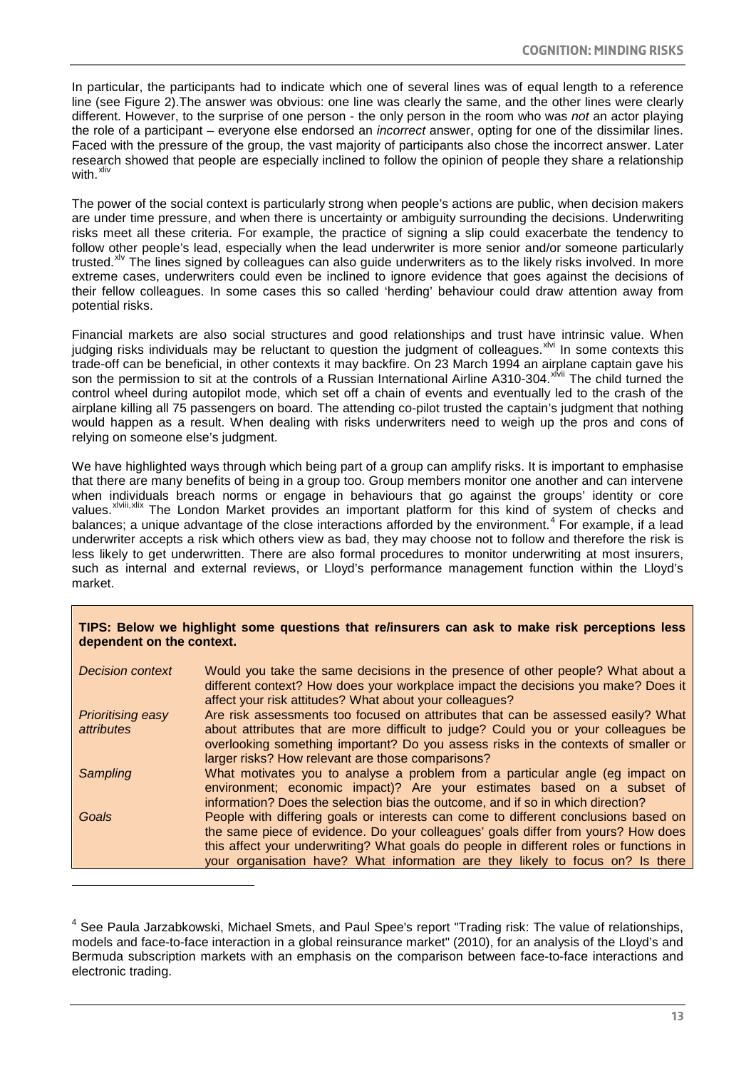In particular, the participants had to indicate which one of several lines was of equal length to a reference line (see Figure 2).The answer was obvious: one line was clearly the same, and the other lines were clearly different. However, to the surprise of one person - the only person in the room who was *not* an actor playing the role of a participant – everyone else endorsed an *incorrect* answer, opting for one of the dissimilar lines. Faced with the pressure of the group, the vast majority of participants also chose the incorrect answer. Later research showed that people are especially inclined to follow the opinion of people they share a relationship with.[xliv]

The power of the social context is particularly strong when people's actions are public, when decision makers are under time pressure, and when there is uncertainty or ambiguity surrounding the decisions. Underwriting risks meet all these criteria. For example, the practice of signing a slip could exacerbate the tendency to follow other people's lead, especially when the lead underwriter is more senior and/or someone particularly trusted.[xlv] The lines signed by colleagues can also guide underwriters as to the likely risks involved. In more extreme cases, underwriters could even be inclined to ignore evidence that goes against the decisions of their fellow colleagues. In some cases this so called 'herding' behaviour could draw attention away from potential risks.

Financial markets are also social structures and good relationships and trust have intrinsic value. When judging risks individuals may be reluctant to question the judgment of colleagues.[xlvi] In some contexts this trade-off can be beneficial, in other contexts it may backfire. On 23 March 1994 an airplane captain gave his son the permission to sit at the controls of a Russian International Airline A310-304.[xlvii] The child turned the control wheel during autopilot mode, which set off a chain of events and eventually led to the crash of the airplane killing all 75 passengers on board. The attending co-pilot trusted the captain's judgment that nothing would happen as a result. When dealing with risks underwriters need to weigh up the pros and cons of relying on someone else's judgment.

We have highlighted ways through which being part of a group can amplify risks. It is important to emphasise that there are many benefits of being in a group too. Group members monitor one another and can intervene when individuals breach norms or engage in behaviours that go against the groups' identity or core values.[xlviii,xlix] The London Market provides an important platform for this kind of system of checks and balances; a unique advantage of the close interactions afforded by the environment.[4] For example, if a lead underwriter accepts a risk which others view as bad, they may choose not to follow and therefore the risk is less likely to get underwritten. There are also formal procedures to monitor underwriting at most insurers, such as internal and external reviews, or Lloyd's performance management function within the Lloyd's market.

**TIPS: Below we highlight some questions that re/insurers can ask to make risk perceptions less dependent on the context.**

| | |
|---|---|
| *Decision context* | Would you take the same decisions in the presence of other people? What about a different context? How does your workplace impact the decisions you make? Does it affect your risk attitudes? What about your colleagues? |
| *Prioritising easy attributes* | Are risk assessments too focused on attributes that can be assessed easily? What about attributes that are more difficult to judge? Could you or your colleagues be overlooking something important? Do you assess risks in the contexts of smaller or larger risks? How relevant are those comparisons? |
| *Sampling* | What motivates you to analyse a problem from a particular angle (eg impact on environment; economic impact)? Are your estimates based on a subset of information? Does the selection bias the outcome, and if so in which direction? |
| *Goals* | People with differing goals or interests can come to different conclusions based on the same piece of evidence. Do your colleagues' goals differ from yours? How does this affect your underwriting? What goals do people in different roles or functions in your organisation have? What information are they likely to focus on? Is there |

[4] See Paula Jarzabkowski, Michael Smets, and Paul Spee's report "Trading risk: The value of relationships, models and face-to-face interaction in a global reinsurance market" (2010), for an analysis of the Lloyd's and Bermuda subscription markets with an emphasis on the comparison between face-to-face interactions and electronic trading.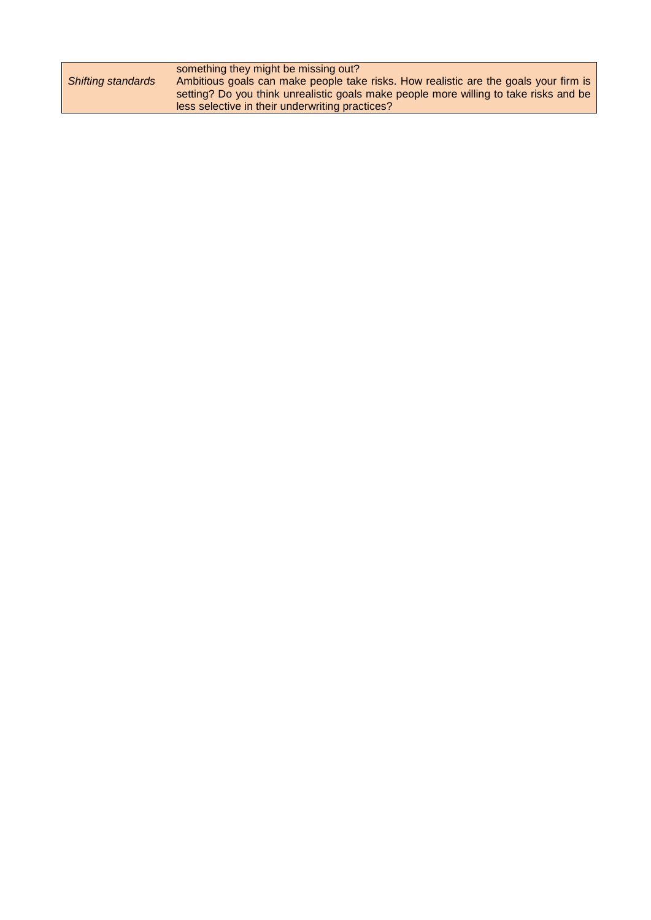|  |  |
|---|---|
|  | something they might be missing out? |
| *Shifting standards* | Ambitious goals can make people take risks. How realistic are the goals your firm is setting? Do you think unrealistic goals make people more willing to take risks and be less selective in their underwriting practices? |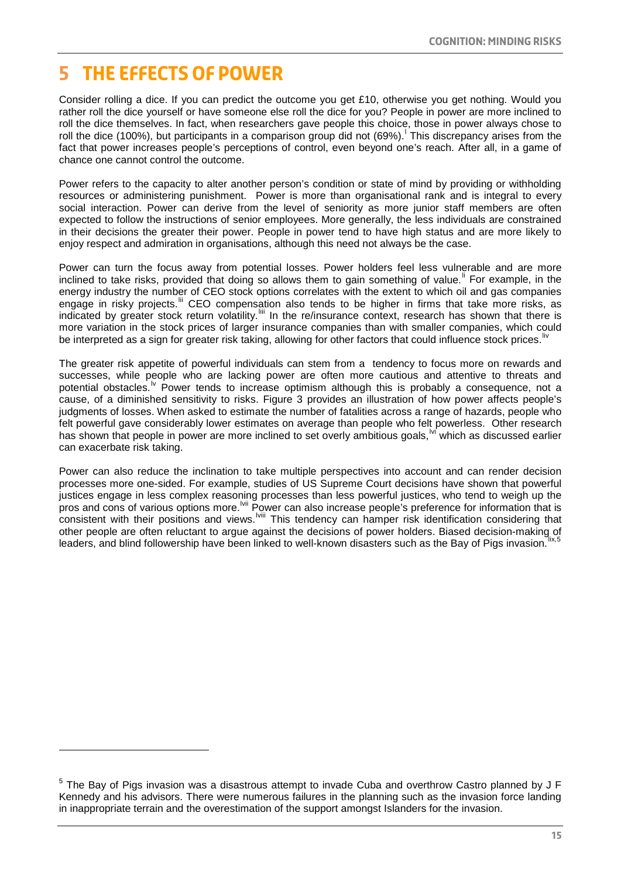# 5 THE EFFECTS OF POWER

Consider rolling a dice. If you can predict the outcome you get £10, otherwise you get nothing. Would you rather roll the dice yourself or have someone else roll the dice for you? People in power are more inclined to roll the dice themselves. In fact, when researchers gave people this choice, those in power always chose to roll the dice (100%), but participants in a comparison group did not (69%).[l] This discrepancy arises from the fact that power increases people's perceptions of control, even beyond one's reach. After all, in a game of chance one cannot control the outcome.

Power refers to the capacity to alter another person's condition or state of mind by providing or withholding resources or administering punishment. Power is more than organisational rank and is integral to every social interaction. Power can derive from the level of seniority as more junior staff members are often expected to follow the instructions of senior employees. More generally, the less individuals are constrained in their decisions the greater their power. People in power tend to have high status and are more likely to enjoy respect and admiration in organisations, although this need not always be the case.

Power can turn the focus away from potential losses. Power holders feel less vulnerable and are more inclined to take risks, provided that doing so allows them to gain something of value.[li] For example, in the energy industry the number of CEO stock options correlates with the extent to which oil and gas companies engage in risky projects.[lii] CEO compensation also tends to be higher in firms that take more risks, as indicated by greater stock return volatility.[liii] In the re/insurance context, research has shown that there is more variation in the stock prices of larger insurance companies than with smaller companies, which could be interpreted as a sign for greater risk taking, allowing for other factors that could influence stock prices.[liv]

The greater risk appetite of powerful individuals can stem from a tendency to focus more on rewards and successes, while people who are lacking power are often more cautious and attentive to threats and potential obstacles.[lv] Power tends to increase optimism although this is probably a consequence, not a cause, of a diminished sensitivity to risks. Figure 3 provides an illustration of how power affects people's judgments of losses. When asked to estimate the number of fatalities across a range of hazards, people who felt powerful gave considerably lower estimates on average than people who felt powerless. Other research has shown that people in power are more inclined to set overly ambitious goals,[lvi] which as discussed earlier can exacerbate risk taking.

Power can also reduce the inclination to take multiple perspectives into account and can render decision processes more one-sided. For example, studies of US Supreme Court decisions have shown that powerful justices engage in less complex reasoning processes than less powerful justices, who tend to weigh up the pros and cons of various options more.[lvii] Power can also increase people's preference for information that is consistent with their positions and views.[lviii] This tendency can hamper risk identification considering that other people are often reluctant to argue against the decisions of power holders. Biased decision-making of leaders, and blind followership have been linked to well-known disasters such as the Bay of Pigs invasion.[lix,5]

---

[5] The Bay of Pigs invasion was a disastrous attempt to invade Cuba and overthrow Castro planned by J F Kennedy and his advisors. There were numerous failures in the planning such as the invasion force landing in inappropriate terrain and the overestimation of the support amongst Islanders for the invasion.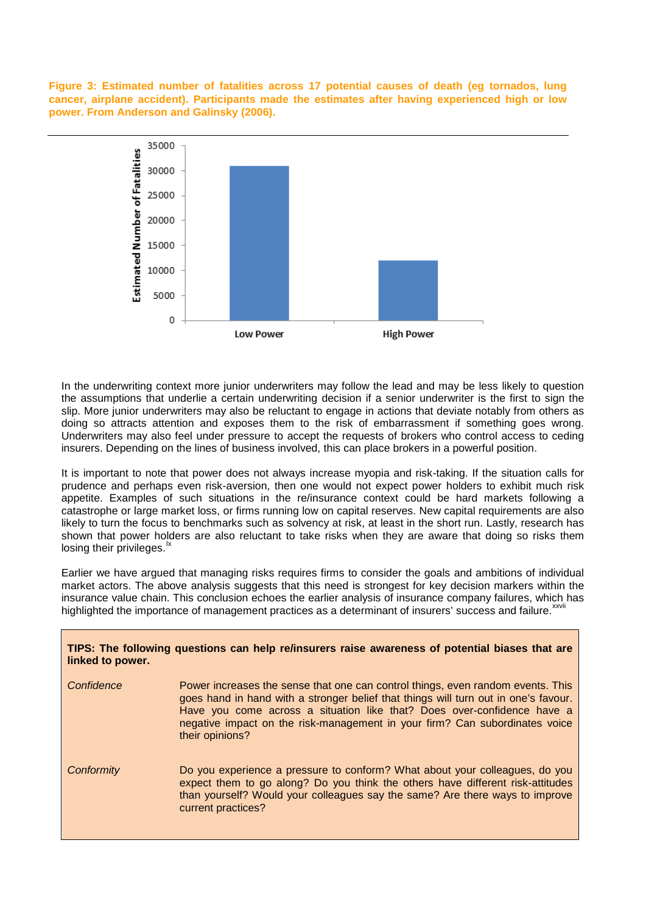**Figure 3: Estimated number of fatalities across 17 potential causes of death (eg tornados, lung cancer, airplane accident). Participants made the estimates after having experienced high or low power. From Anderson and Galinsky (2006).**

In the underwriting context more junior underwriters may follow the lead and may be less likely to question the assumptions that underlie a certain underwriting decision if a senior underwriter is the first to sign the slip. More junior underwriters may also be reluctant to engage in actions that deviate notably from others as doing so attracts attention and exposes them to the risk of embarrassment if something goes wrong. Underwriters may also feel under pressure to accept the requests of brokers who control access to ceding insurers. Depending on the lines of business involved, this can place brokers in a powerful position.

It is important to note that power does not always increase myopia and risk-taking. If the situation calls for prudence and perhaps even risk-aversion, then one would not expect power holders to exhibit much risk appetite. Examples of such situations in the re/insurance context could be hard markets following a catastrophe or large market loss, or firms running low on capital reserves. New capital requirements are also likely to turn the focus to benchmarks such as solvency at risk, at least in the short run. Lastly, research has shown that power holders are also reluctant to take risks when they are aware that doing so risks them losing their privileges.[lx]

Earlier we have argued that managing risks requires firms to consider the goals and ambitions of individual market actors. The above analysis suggests that this need is strongest for key decision markers within the insurance value chain. This conclusion echoes the earlier analysis of insurance company failures, which has highlighted the importance of management practices as a determinant of insurers' success and failure.[xxvii]

**TIPS: The following questions can help re/insurers raise awareness of potential biases that are linked to power.**

| | |
|---|---|
| *Confidence* | Power increases the sense that one can control things, even random events. This goes hand in hand with a stronger belief that things will turn out in one's favour. Have you come across a situation like that? Does over-confidence have a negative impact on the risk-management in your firm? Can subordinates voice their opinions? |
| *Conformity* | Do you experience a pressure to conform? What about your colleagues, do you expect them to go along? Do you think the others have different risk-attitudes than yourself? Would your colleagues say the same? Are there ways to improve current practices? |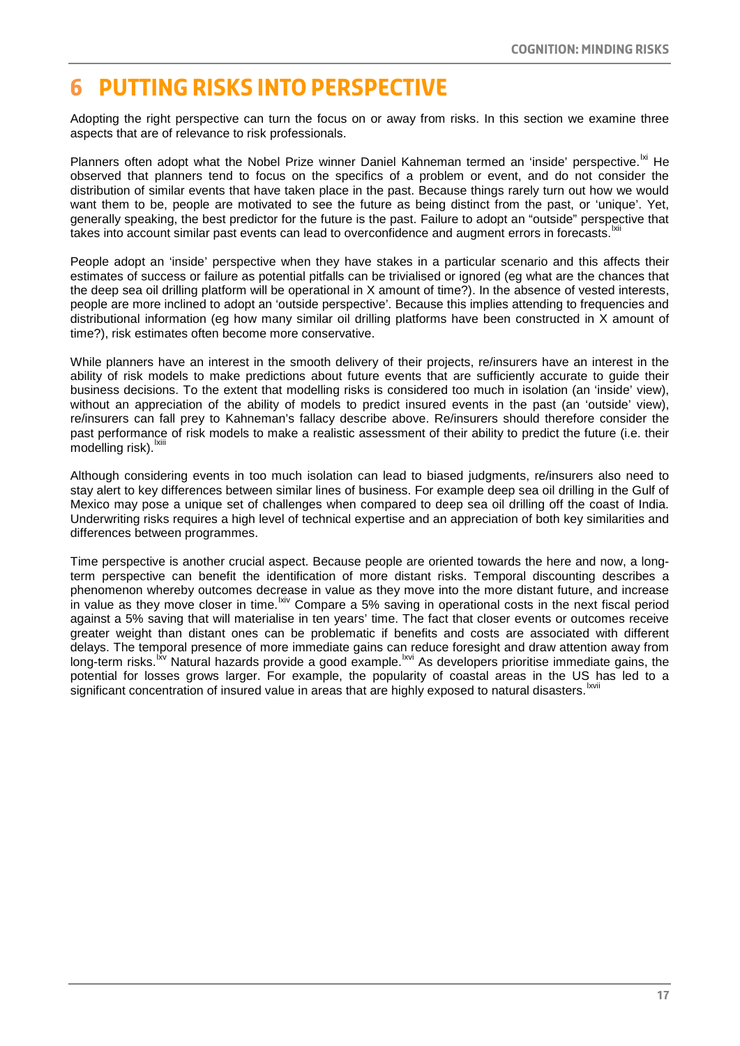# 6 PUTTING RISKS INTO PERSPECTIVE

Adopting the right perspective can turn the focus on or away from risks. In this section we examine three aspects that are of relevance to risk professionals.

Planners often adopt what the Nobel Prize winner Daniel Kahneman termed an 'inside' perspective.[lxi] He observed that planners tend to focus on the specifics of a problem or event, and do not consider the distribution of similar events that have taken place in the past. Because things rarely turn out how we would want them to be, people are motivated to see the future as being distinct from the past, or 'unique'. Yet, generally speaking, the best predictor for the future is the past. Failure to adopt an "outside" perspective that takes into account similar past events can lead to overconfidence and augment errors in forecasts.[lxii]

People adopt an 'inside' perspective when they have stakes in a particular scenario and this affects their estimates of success or failure as potential pitfalls can be trivialised or ignored (eg what are the chances that the deep sea oil drilling platform will be operational in X amount of time?). In the absence of vested interests, people are more inclined to adopt an 'outside perspective'. Because this implies attending to frequencies and distributional information (eg how many similar oil drilling platforms have been constructed in X amount of time?), risk estimates often become more conservative.

While planners have an interest in the smooth delivery of their projects, re/insurers have an interest in the ability of risk models to make predictions about future events that are sufficiently accurate to guide their business decisions. To the extent that modelling risks is considered too much in isolation (an 'inside' view), without an appreciation of the ability of models to predict insured events in the past (an 'outside' view), re/insurers can fall prey to Kahneman's fallacy describe above. Re/insurers should therefore consider the past performance of risk models to make a realistic assessment of their ability to predict the future (i.e. their modelling risk).[lxiii]

Although considering events in too much isolation can lead to biased judgments, re/insurers also need to stay alert to key differences between similar lines of business. For example deep sea oil drilling in the Gulf of Mexico may pose a unique set of challenges when compared to deep sea oil drilling off the coast of India. Underwriting risks requires a high level of technical expertise and an appreciation of both key similarities and differences between programmes.

Time perspective is another crucial aspect. Because people are oriented towards the here and now, a long-term perspective can benefit the identification of more distant risks. Temporal discounting describes a phenomenon whereby outcomes decrease in value as they move into the more distant future, and increase in value as they move closer in time.[lxiv] Compare a 5% saving in operational costs in the next fiscal period against a 5% saving that will materialise in ten years' time. The fact that closer events or outcomes receive greater weight than distant ones can be problematic if benefits and costs are associated with different delays. The temporal presence of more immediate gains can reduce foresight and draw attention away from long-term risks.[lxv] Natural hazards provide a good example.[lxvi] As developers prioritise immediate gains, the potential for losses grows larger. For example, the popularity of coastal areas in the US has led to a significant concentration of insured value in areas that are highly exposed to natural disasters.[lxvii]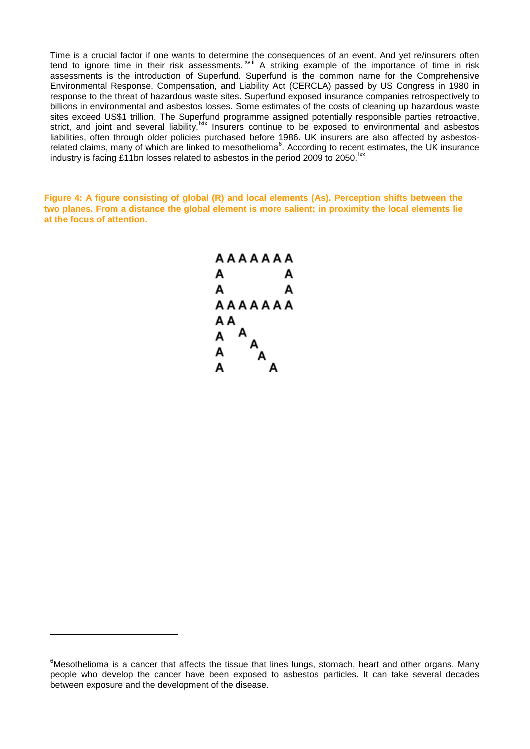Time is a crucial factor if one wants to determine the consequences of an event. And yet re/insurers often tend to ignore time in their risk assessments.[lxviii] A striking example of the importance of time in risk assessments is the introduction of Superfund. Superfund is the common name for the Comprehensive Environmental Response, Compensation, and Liability Act (CERCLA) passed by US Congress in 1980 in response to the threat of hazardous waste sites. Superfund exposed insurance companies retrospectively to billions in environmental and asbestos losses. Some estimates of the costs of cleaning up hazardous waste sites exceed US$1 trillion. The Superfund programme assigned potentially responsible parties retroactive, strict, and joint and several liability.[lxix] Insurers continue to be exposed to environmental and asbestos liabilities, often through older policies purchased before 1986. UK insurers are also affected by asbestos-related claims, many of which are linked to mesothelioma[6]. According to recent estimates, the UK insurance industry is facing £11bn losses related to asbestos in the period 2009 to 2050.[lxx]

**Figure 4: A figure consisting of global (R) and local elements (As). Perception shifts between the two planes. From a distance the global element is more salient; in proximity the local elements lie at the focus of attention.**

---

```
AAAAAAA
A     A
A     A
AAAAAAA
AA
A A
A  A
A   A
A     A
```

---

[6]Mesothelioma is a cancer that affects the tissue that lines lungs, stomach, heart and other organs. Many people who develop the cancer have been exposed to asbestos particles. It can take several decades between exposure and the development of the disease.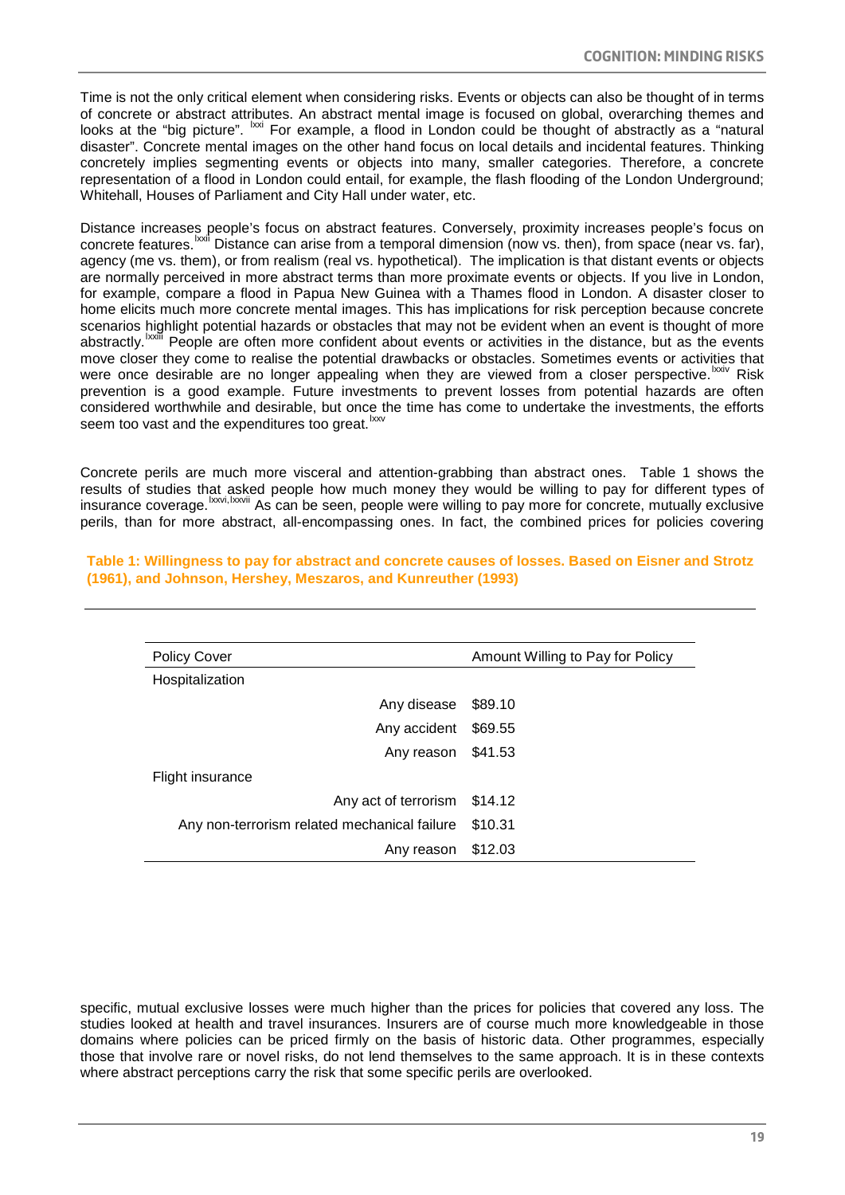Time is not the only critical element when considering risks. Events or objects can also be thought of in terms of concrete or abstract attributes. An abstract mental image is focused on global, overarching themes and looks at the "big picture". [lxxi] For example, a flood in London could be thought of abstractly as a "natural disaster". Concrete mental images on the other hand focus on local details and incidental features. Thinking concretely implies segmenting events or objects into many, smaller categories. Therefore, a concrete representation of a flood in London could entail, for example, the flash flooding of the London Underground; Whitehall, Houses of Parliament and City Hall under water, etc.

Distance increases people's focus on abstract features. Conversely, proximity increases people's focus on concrete features.[lxxii] Distance can arise from a temporal dimension (now vs. then), from space (near vs. far), agency (me vs. them), or from realism (real vs. hypothetical). The implication is that distant events or objects are normally perceived in more abstract terms than more proximate events or objects. If you live in London, for example, compare a flood in Papua New Guinea with a Thames flood in London. A disaster closer to home elicits much more concrete mental images. This has implications for risk perception because concrete scenarios highlight potential hazards or obstacles that may not be evident when an event is thought of more abstractly.[lxxiii] People are often more confident about events or activities in the distance, but as the events move closer they come to realise the potential drawbacks or obstacles. Sometimes events or activities that were once desirable are no longer appealing when they are viewed from a closer perspective.[lxxiv] Risk prevention is a good example. Future investments to prevent losses from potential hazards are often considered worthwhile and desirable, but once the time has come to undertake the investments, the efforts seem too vast and the expenditures too great.[lxxv]

Concrete perils are much more visceral and attention-grabbing than abstract ones. Table 1 shows the results of studies that asked people how much money they would be willing to pay for different types of insurance coverage.[lxxvi,lxxvii] As can be seen, people were willing to pay more for concrete, mutually exclusive perils, than for more abstract, all-encompassing ones. In fact, the combined prices for policies covering specific, mutual exclusive losses were much higher than the prices for policies that covered any loss. The studies looked at health and travel insurances. Insurers are of course much more knowledgeable in those domains where policies can be priced firmly on the basis of historic data. Other programmes, especially those that involve rare or novel risks, do not lend themselves to the same approach. It is in these contexts where abstract perceptions carry the risk that some specific perils are overlooked.

**Table 1: Willingness to pay for abstract and concrete causes of losses. Based on Eisner and Strotz (1961), and Johnson, Hershey, Meszaros, and Kunreuther (1993)**

| Policy Cover | Amount Willing to Pay for Policy |
|---|---|
| Hospitalization | |
| Any disease | $89.10 |
| Any accident | $69.55 |
| Any reason | $41.53 |
| Flight insurance | |
| Any act of terrorism | $14.12 |
| Any non-terrorism related mechanical failure | $10.31 |
| Any reason | $12.03 |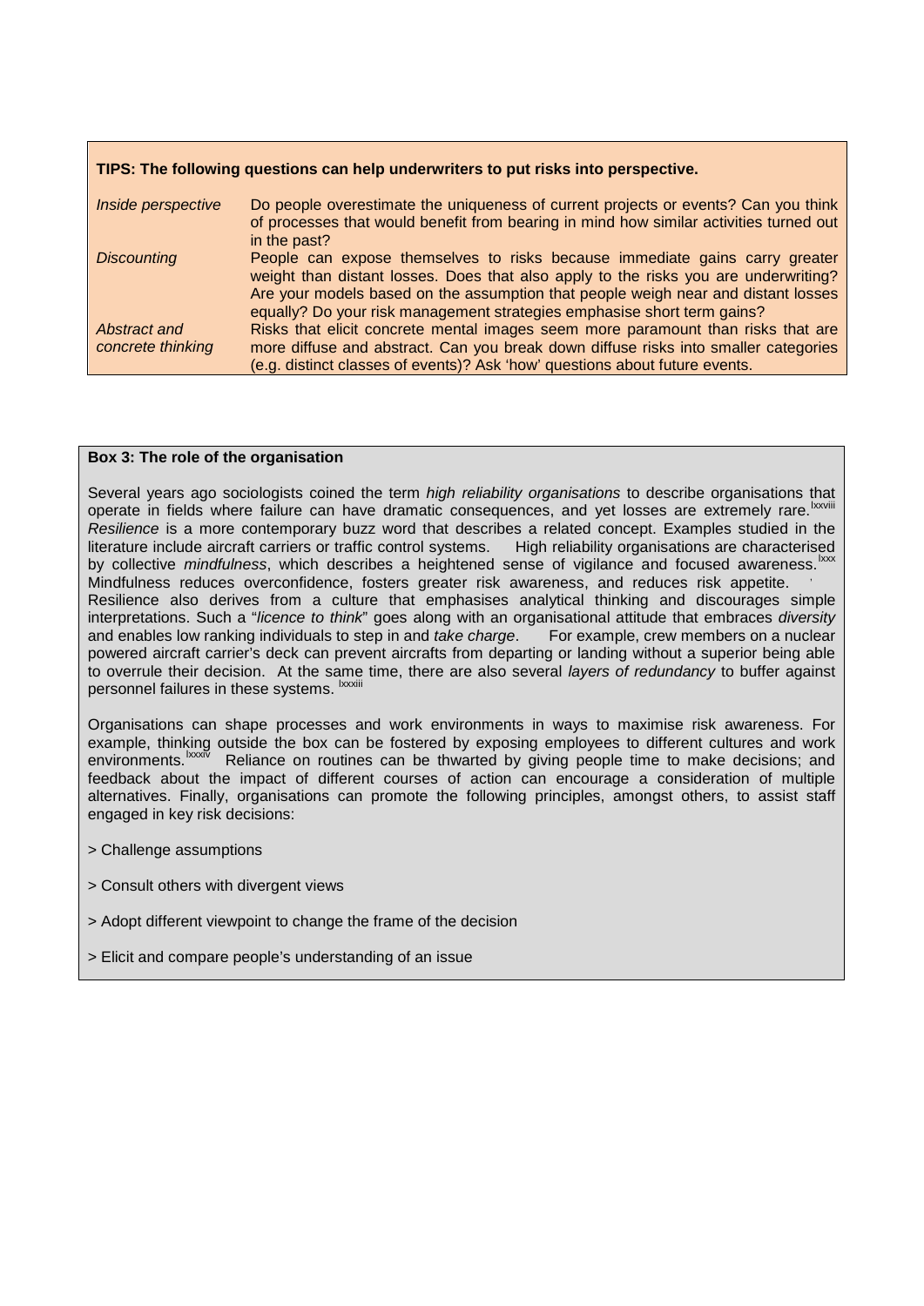**TIPS: The following questions can help underwriters to put risks into perspective.**

| | |
|---|---|
| *Inside perspective* | Do people overestimate the uniqueness of current projects or events? Can you think of processes that would benefit from bearing in mind how similar activities turned out in the past? |
| *Discounting* | People can expose themselves to risks because immediate gains carry greater weight than distant losses. Does that also apply to the risks you are underwriting? Are your models based on the assumption that people weigh near and distant losses equally? Do your risk management strategies emphasise short term gains? |
| *Abstract and concrete thinking* | Risks that elicit concrete mental images seem more paramount than risks that are more diffuse and abstract. Can you break down diffuse risks into smaller categories (e.g. distinct classes of events)? Ask 'how' questions about future events. |

**Box 3: The role of the organisation**

Several years ago sociologists coined the term *high reliability organisations* to describe organisations that operate in fields where failure can have dramatic consequences, and yet losses are extremely rare.[lxxviii] *Resilience* is a more contemporary buzz word that describes a related concept. Examples studied in the literature include aircraft carriers or traffic control systems. High reliability organisations are characterised by collective *mindfulness*, which describes a heightened sense of vigilance and focused awareness.[lxxx] Mindfulness reduces overconfidence, fosters greater risk awareness, and reduces risk appetite. Resilience also derives from a culture that emphasises analytical thinking and discourages simple interpretations. Such a "*licence to think*" goes along with an organisational attitude that embraces *diversity* and enables low ranking individuals to step in and *take charge*. For example, crew members on a nuclear powered aircraft carrier's deck can prevent aircrafts from departing or landing without a superior being able to overrule their decision. At the same time, there are also several *layers of redundancy* to buffer against personnel failures in these systems.[lxxxiii]

Organisations can shape processes and work environments in ways to maximise risk awareness. For example, thinking outside the box can be fostered by exposing employees to different cultures and work environments.[lxxxiv] Reliance on routines can be thwarted by giving people time to make decisions; and feedback about the impact of different courses of action can encourage a consideration of multiple alternatives. Finally, organisations can promote the following principles, amongst others, to assist staff engaged in key risk decisions:

> Challenge assumptions

> Consult others with divergent views

> Adopt different viewpoint to change the frame of the decision

> Elicit and compare people's understanding of an issue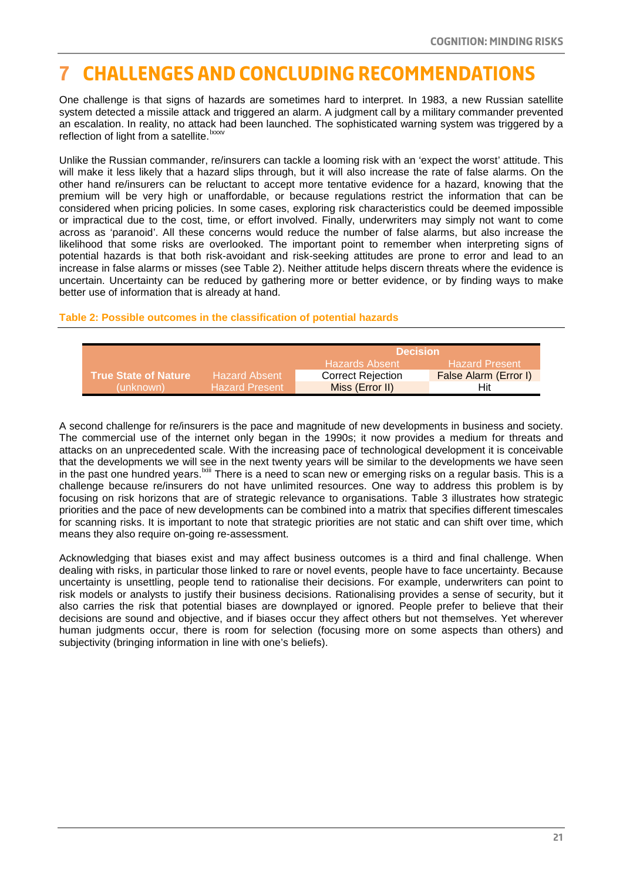# 7 CHALLENGES AND CONCLUDING RECOMMENDATIONS

One challenge is that signs of hazards are sometimes hard to interpret. In 1983, a new Russian satellite system detected a missile attack and triggered an alarm. A judgment call by a military commander prevented an escalation. In reality, no attack had been launched. The sophisticated warning system was triggered by a reflection of light from a satellite.[lxxxv]

Unlike the Russian commander, re/insurers can tackle a looming risk with an 'expect the worst' attitude. This will make it less likely that a hazard slips through, but it will also increase the rate of false alarms. On the other hand re/insurers can be reluctant to accept more tentative evidence for a hazard, knowing that the premium will be very high or unaffordable, or because regulations restrict the information that can be considered when pricing policies. In some cases, exploring risk characteristics could be deemed impossible or impractical due to the cost, time, or effort involved. Finally, underwriters may simply not want to come across as 'paranoid'. All these concerns would reduce the number of false alarms, but also increase the likelihood that some risks are overlooked. The important point to remember when interpreting signs of potential hazards is that both risk-avoidant and risk-seeking attitudes are prone to error and lead to an increase in false alarms or misses (see Table 2). Neither attitude helps discern threats where the evidence is uncertain. Uncertainty can be reduced by gathering more or better evidence, or by finding ways to make better use of information that is already at hand.

**Table 2: Possible outcomes in the classification of potential hazards**

| | | Decision | |
|---|---|---|---|
| | | Hazards Absent | Hazard Present |
| True State of Nature (unknown) | Hazard Absent | Correct Rejection | False Alarm (Error I) |
| | Hazard Present | Miss (Error II) | Hit |

A second challenge for re/insurers is the pace and magnitude of new developments in business and society. The commercial use of the internet only began in the 1990s; it now provides a medium for threats and attacks on an unprecedented scale. With the increasing pace of technological development it is conceivable that the developments we will see in the next twenty years will be similar to the developments we have seen in the past one hundred years.[lxiii] There is a need to scan new or emerging risks on a regular basis. This is a challenge because re/insurers do not have unlimited resources. One way to address this problem is by focusing on risk horizons that are of strategic relevance to organisations. Table 3 illustrates how strategic priorities and the pace of new developments can be combined into a matrix that specifies different timescales for scanning risks. It is important to note that strategic priorities are not static and can shift over time, which means they also require on-going re-assessment.

Acknowledging that biases exist and may affect business outcomes is a third and final challenge. When dealing with risks, in particular those linked to rare or novel events, people have to face uncertainty. Because uncertainty is unsettling, people tend to rationalise their decisions. For example, underwriters can point to risk models or analysts to justify their business decisions. Rationalising provides a sense of security, but it also carries the risk that potential biases are downplayed or ignored. People prefer to believe that their decisions are sound and objective, and if biases occur they affect others but not themselves. Yet wherever human judgments occur, there is room for selection (focusing more on some aspects than others) and subjectivity (bringing information in line with one's beliefs).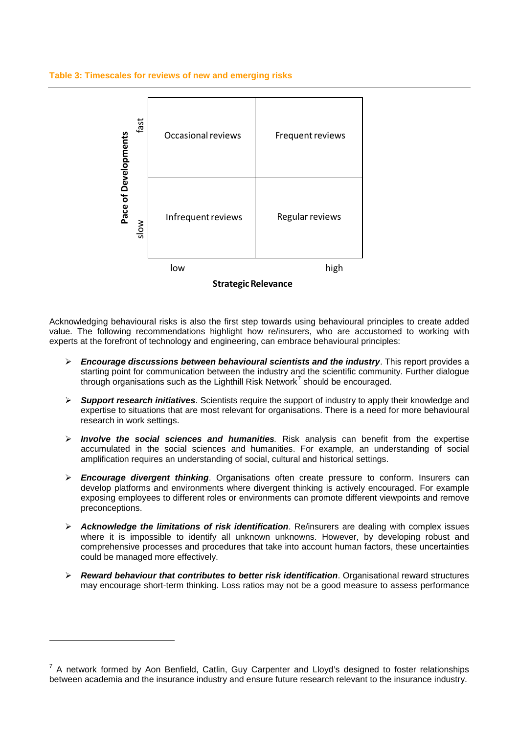**Table 3: Timescales for reviews of new and emerging risks**

| Pace of Developments | Strategic Relevance: low | Strategic Relevance: high |
|---|---|---|
| fast | Occasional reviews | Frequent reviews |
| slow | Infrequent reviews | Regular reviews |

Acknowledging behavioural risks is also the first step towards using behavioural principles to create added value. The following recommendations highlight how re/insurers, who are accustomed to working with experts at the forefront of technology and engineering, can embrace behavioural principles:

- ***Encourage discussions between behavioural scientists and the industry***. This report provides a starting point for communication between the industry and the scientific community. Further dialogue through organisations such as the Lighthill Risk Network[7] should be encouraged.
- ***Support research initiatives***. Scientists require the support of industry to apply their knowledge and expertise to situations that are most relevant for organisations. There is a need for more behavioural research in work settings.
- ***Involve the social sciences and humanities***. Risk analysis can benefit from the expertise accumulated in the social sciences and humanities. For example, an understanding of social amplification requires an understanding of social, cultural and historical settings.
- ***Encourage divergent thinking***. Organisations often create pressure to conform. Insurers can develop platforms and environments where divergent thinking is actively encouraged. For example exposing employees to different roles or environments can promote different viewpoints and remove preconceptions.
- ***Acknowledge the limitations of risk identification***. Re/insurers are dealing with complex issues where it is impossible to identify all unknown unknowns. However, by developing robust and comprehensive processes and procedures that take into account human factors, these uncertainties could be managed more effectively.
- ***Reward behaviour that contributes to better risk identification***. Organisational reward structures may encourage short-term thinking. Loss ratios may not be a good measure to assess performance

[7] A network formed by Aon Benfield, Catlin, Guy Carpenter and Lloyd's designed to foster relationships between academia and the insurance industry and ensure future research relevant to the insurance industry.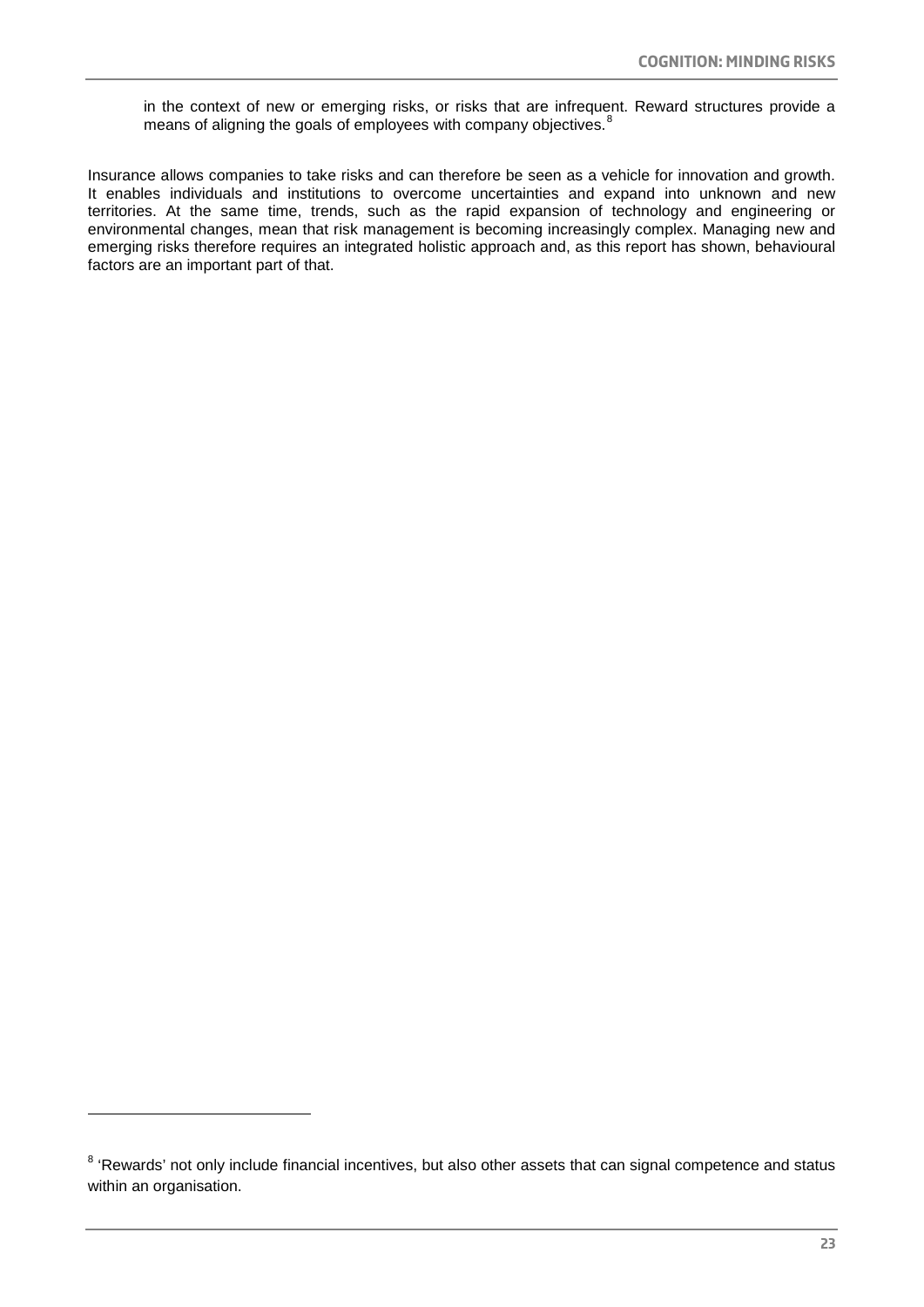in the context of new or emerging risks, or risks that are infrequent. Reward structures provide a means of aligning the goals of employees with company objectives.[8]

Insurance allows companies to take risks and can therefore be seen as a vehicle for innovation and growth. It enables individuals and institutions to overcome uncertainties and expand into unknown and new territories. At the same time, trends, such as the rapid expansion of technology and engineering or environmental changes, mean that risk management is becoming increasingly complex. Managing new and emerging risks therefore requires an integrated holistic approach and, as this report has shown, behavioural factors are an important part of that.

---

[8] 'Rewards' not only include financial incentives, but also other assets that can signal competence and status within an organisation.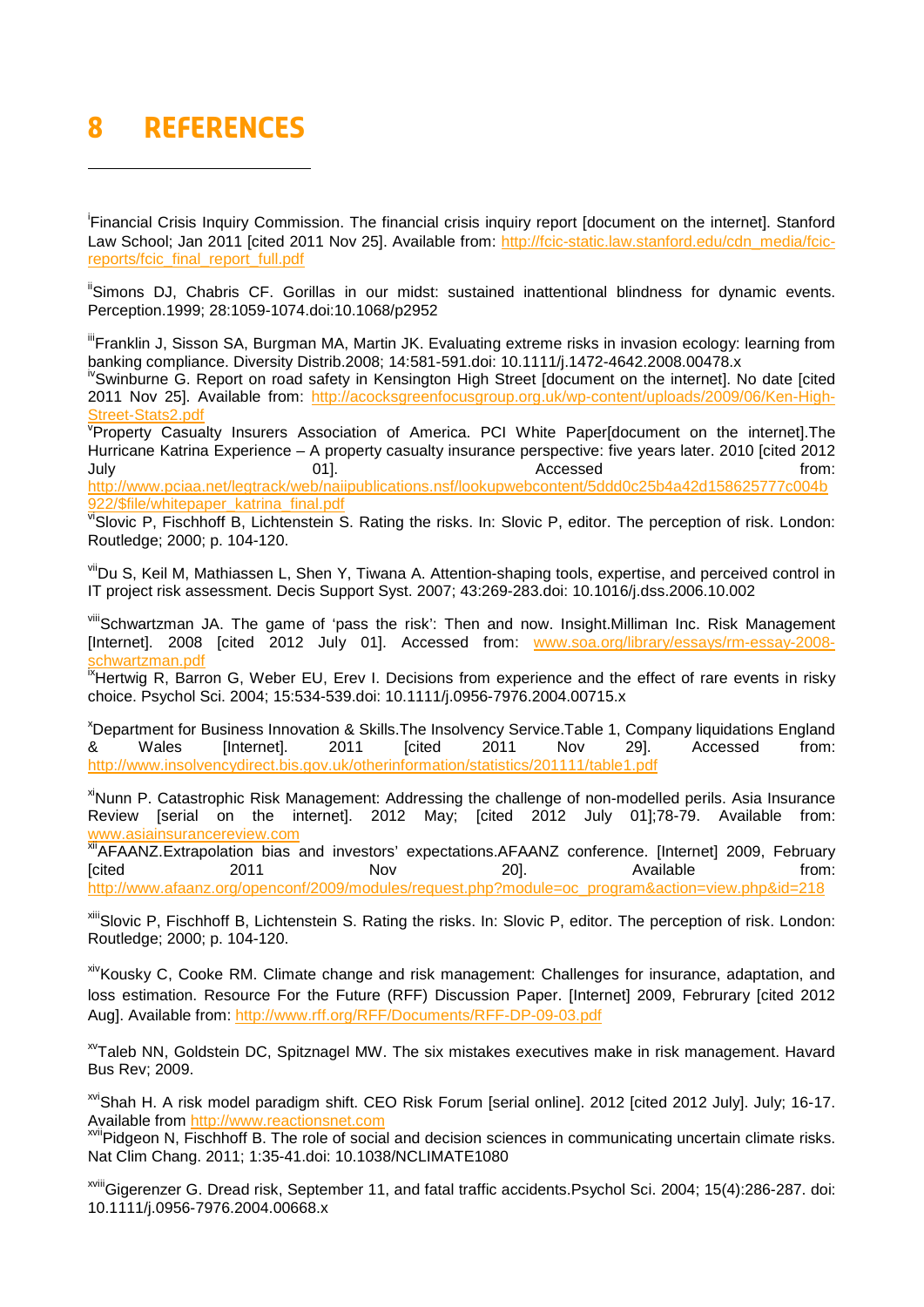# 8 REFERENCES

[i]Financial Crisis Inquiry Commission. The financial crisis inquiry report [document on the internet]. Stanford Law School; Jan 2011 [cited 2011 Nov 25]. Available from: http://fcic-static.law.stanford.edu/cdn_media/fcic-reports/fcic_final_report_full.pdf

[ii]Simons DJ, Chabris CF. Gorillas in our midst: sustained inattentional blindness for dynamic events. Perception.1999; 28:1059-1074.doi:10.1068/p2952

[iii]Franklin J, Sisson SA, Burgman MA, Martin JK. Evaluating extreme risks in invasion ecology: learning from banking compliance. Diversity Distrib.2008; 14:581-591.doi: 10.1111/j.1472-4642.2008.00478.x

[iv]Swinburne G. Report on road safety in Kensington High Street [document on the internet]. No date [cited 2011 Nov 25]. Available from: http://acocksgreenfocusgroup.org.uk/wp-content/uploads/2009/06/Ken-High-Street-Stats2.pdf

[v]Property Casualty Insurers Association of America. PCI White Paper[document on the internet].The Hurricane Katrina Experience – A property casualty insurance perspective: five years later. 2010 [cited 2012 July 01]. Accessed from: http://www.pciaa.net/legtrack/web/naiipublications.nsf/lookupwebcontent/5ddd0c25b4a42d158625777c004b922/$file/whitepaper_katrina_final.pdf

[vi]Slovic P, Fischhoff B, Lichtenstein S. Rating the risks. In: Slovic P, editor. The perception of risk. London: Routledge; 2000; p. 104-120.

[vii]Du S, Keil M, Mathiassen L, Shen Y, Tiwana A. Attention-shaping tools, expertise, and perceived control in IT project risk assessment. Decis Support Syst. 2007; 43:269-283.doi: 10.1016/j.dss.2006.10.002

[viii]Schwartzman JA. The game of 'pass the risk': Then and now. Insight.Milliman Inc. Risk Management [Internet]. 2008 [cited 2012 July 01]. Accessed from: www.soa.org/library/essays/rm-essay-2008-schwartzman.pdf

[ix]Hertwig R, Barron G, Weber EU, Erev I. Decisions from experience and the effect of rare events in risky choice. Psychol Sci. 2004; 15:534-539.doi: 10.1111/j.0956-7976.2004.00715.x

[x]Department for Business Innovation & Skills.The Insolvency Service.Table 1, Company liquidations England & Wales [Internet]. 2011 [cited 2011 Nov 29]. Accessed from: http://www.insolvencydirect.bis.gov.uk/otherinformation/statistics/201111/table1.pdf

[xi]Nunn P. Catastrophic Risk Management: Addressing the challenge of non-modelled perils. Asia Insurance Review [serial on the internet]. 2012 May; [cited 2012 July 01];78-79. Available from: www.asiainsurancereview.com

[xii]AFAANZ.Extrapolation bias and investors' expectations.AFAANZ conference. [Internet] 2009, February [cited 2011 Nov 20]. Available from: http://www.afaanz.org/openconf/2009/modules/request.php?module=oc_program&action=view.php&id=218

[xiii]Slovic P, Fischhoff B, Lichtenstein S. Rating the risks. In: Slovic P, editor. The perception of risk. London: Routledge; 2000; p. 104-120.

[xiv]Kousky C, Cooke RM. Climate change and risk management: Challenges for insurance, adaptation, and loss estimation. Resource For the Future (RFF) Discussion Paper. [Internet] 2009, Februrary [cited 2012 Aug]. Available from: http://www.rff.org/RFF/Documents/RFF-DP-09-03.pdf

[xv]Taleb NN, Goldstein DC, Spitznagel MW. The six mistakes executives make in risk management. Havard Bus Rev; 2009.

[xvi]Shah H. A risk model paradigm shift. CEO Risk Forum [serial online]. 2012 [cited 2012 July]. July; 16-17. Available from http://www.reactionsnet.com

[xvii]Pidgeon N, Fischhoff B. The role of social and decision sciences in communicating uncertain climate risks. Nat Clim Chang. 2011; 1:35-41.doi: 10.1038/NCLIMATE1080

[xviii]Gigerenzer G. Dread risk, September 11, and fatal traffic accidents.Psychol Sci. 2004; 15(4):286-287. doi: 10.1111/j.0956-7976.2004.00668.x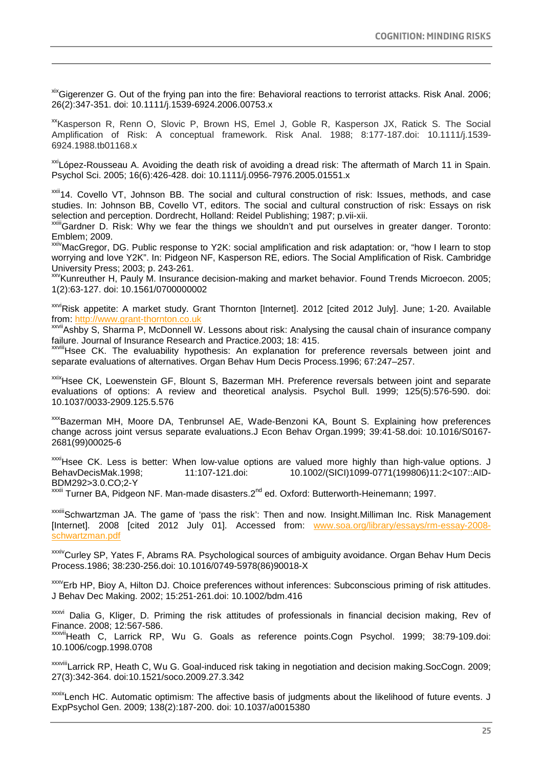[xix]Gigerenzer G. Out of the frying pan into the fire: Behavioral reactions to terrorist attacks. Risk Anal. 2006; 26(2):347-351. doi: 10.1111/j.1539-6924.2006.00753.x

[xx]Kasperson R, Renn O, Slovic P, Brown HS, Emel J, Goble R, Kasperson JX, Ratick S. The Social Amplification of Risk: A conceptual framework. Risk Anal. 1988; 8:177-187.doi: 10.1111/j.1539-6924.1988.tb01168.x

[xxi]López-Rousseau A. Avoiding the death risk of avoiding a dread risk: The aftermath of March 11 in Spain. Psychol Sci. 2005; 16(6):426-428. doi: 10.1111/j.0956-7976.2005.01551.x

[xxii]14. Covello VT, Johnson BB. The social and cultural construction of risk: Issues, methods, and case studies. In: Johnson BB, Covello VT, editors. The social and cultural construction of risk: Essays on risk selection and perception. Dordrecht, Holland: Reidel Publishing; 1987; p.vii-xii.

[xxiii]Gardner D. Risk: Why we fear the things we shouldn't and put ourselves in greater danger. Toronto: Emblem; 2009.

[xxiv]MacGregor, DG. Public response to Y2K: social amplification and risk adaptation: or, "how I learn to stop worrying and love Y2K". In: Pidgeon NF, Kasperson RE, ediors. The Social Amplification of Risk. Cambridge University Press; 2003; p. 243-261.

[xxv]Kunreuther H, Pauly M. Insurance decision-making and market behavior. Found Trends Microecon. 2005; 1(2):63-127. doi: 10.1561/0700000002

[xxvi]Risk appetite: A market study. Grant Thornton [Internet]. 2012 [cited 2012 July]. June; 1-20. Available from: http://www.grant-thornton.co.uk

[xxvii]Ashby S, Sharma P, McDonnell W. Lessons about risk: Analysing the causal chain of insurance company failure. Journal of Insurance Research and Practice.2003; 18: 415.

[xxviii]Hsee CK. The evaluability hypothesis: An explanation for preference reversals between joint and separate evaluations of alternatives. Organ Behav Hum Decis Process.1996; 67:247–257.

[xxix]Hsee CK, Loewenstein GF, Blount S, Bazerman MH. Preference reversals between joint and separate evaluations of options: A review and theoretical analysis. Psychol Bull. 1999; 125(5):576-590. doi: 10.1037/0033-2909.125.5.576

[xxx]Bazerman MH, Moore DA, Tenbrunsel AE, Wade-Benzoni KA, Bount S. Explaining how preferences change across joint versus separate evaluations.J Econ Behav Organ.1999; 39:41-58.doi: 10.1016/S0167-2681(99)00025-6

[xxxi]Hsee CK. Less is better: When low-value options are valued more highly than high-value options. J BehavDecisMak.1998; 11:107-121.doi: 10.1002/(SICI)1099-0771(199806)11:2<107::AID-BDM292>3.0.CO;2-Y

[xxxii] Turner BA, Pidgeon NF. Man-made disasters.2nd ed. Oxford: Butterworth-Heinemann; 1997.

[xxxiii]Schwartzman JA. The game of 'pass the risk': Then and now. Insight.Milliman Inc. Risk Management [Internet]. 2008 [cited 2012 July 01]. Accessed from: www.soa.org/library/essays/rm-essay-2008-schwartzman.pdf

[xxxiv]Curley SP, Yates F, Abrams RA. Psychological sources of ambiguity avoidance. Organ Behav Hum Decis Process.1986; 38:230-256.doi: 10.1016/0749-5978(86)90018-X

[xxxv]Erb HP, Bioy A, Hilton DJ. Choice preferences without inferences: Subconscious priming of risk attitudes. J Behav Dec Making. 2002; 15:251-261.doi: 10.1002/bdm.416

[xxxvi] Dalia G, Kliger, D. Priming the risk attitudes of professionals in financial decision making, Rev of Finance. 2008; 12:567-586.

[xxxvii]Heath C, Larrick RP, Wu G. Goals as reference points.Cogn Psychol. 1999; 38:79-109.doi: 10.1006/cogp.1998.0708

[xxxviii]Larrick RP, Heath C, Wu G. Goal-induced risk taking in negotiation and decision making.SocCogn. 2009; 27(3):342-364. doi:10.1521/soco.2009.27.3.342

[xxxix]Lench HC. Automatic optimism: The affective basis of judgments about the likelihood of future events. J ExpPsychol Gen. 2009; 138(2):187-200. doi: 10.1037/a0015380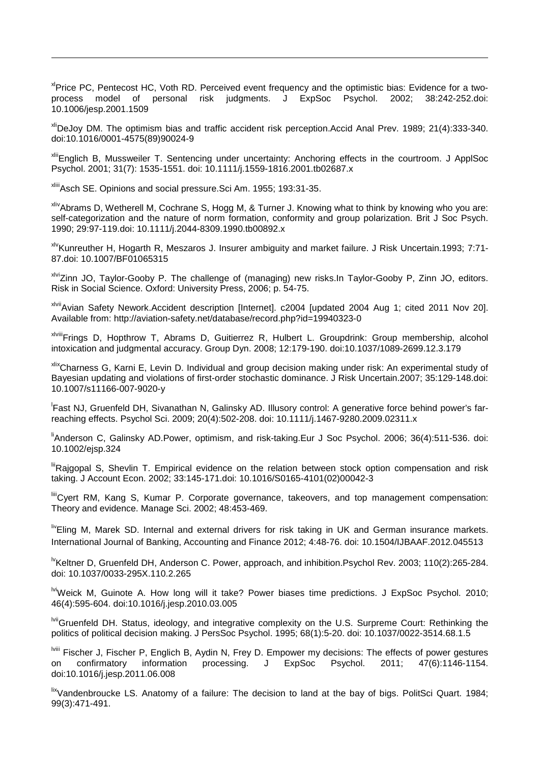[xl]Price PC, Pentecost HC, Voth RD. Perceived event frequency and the optimistic bias: Evidence for a two-process model of personal risk judgments. J ExpSoc Psychol. 2002; 38:242-252.doi: 10.1006/jesp.2001.1509

[xli]DeJoy DM. The optimism bias and traffic accident risk perception.Accid Anal Prev. 1989; 21(4):333-340. doi:10.1016/0001-4575(89)90024-9

[xlii]Englich B, Mussweiler T. Sentencing under uncertainty: Anchoring effects in the courtroom. J ApplSoc Psychol. 2001; 31(7): 1535-1551. doi: 10.1111/j.1559-1816.2001.tb02687.x

[xliii]Asch SE. Opinions and social pressure.Sci Am. 1955; 193:31-35.

[xliv]Abrams D, Wetherell M, Cochrane S, Hogg M, & Turner J. Knowing what to think by knowing who you are: self-categorization and the nature of norm formation, conformity and group polarization. Brit J Soc Psych. 1990; 29:97-119.doi: 10.1111/j.2044-8309.1990.tb00892.x

[xlv]Kunreuther H, Hogarth R, Meszaros J. Insurer ambiguity and market failure. J Risk Uncertain.1993; 7:71-87.doi: 10.1007/BF01065315

[xlvi]Zinn JO, Taylor-Gooby P. The challenge of (managing) new risks.In Taylor-Gooby P, Zinn JO, editors. Risk in Social Science. Oxford: University Press, 2006; p. 54-75.

[xlvii]Avian Safety Nework.Accident description [Internet]. c2004 [updated 2004 Aug 1; cited 2011 Nov 20]. Available from: http://aviation-safety.net/database/record.php?id=19940323-0

[xlviii]Frings D, Hopthrow T, Abrams D, Guitierrez R, Hulbert L. Groupdrink: Group membership, alcohol intoxication and judgmental accuracy. Group Dyn. 2008; 12:179-190. doi:10.1037/1089-2699.12.3.179

[xlix]Charness G, Karni E, Levin D. Individual and group decision making under risk: An experimental study of Bayesian updating and violations of first-order stochastic dominance. J Risk Uncertain.2007; 35:129-148.doi: 10.1007/s11166-007-9020-y

[l]Fast NJ, Gruenfeld DH, Sivanathan N, Galinsky AD. Illusory control: A generative force behind power's far-reaching effects. Psychol Sci. 2009; 20(4):502-208. doi: 10.1111/j.1467-9280.2009.02311.x

[li]Anderson C, Galinsky AD.Power, optimism, and risk-taking.Eur J Soc Psychol. 2006; 36(4):511-536. doi: 10.1002/ejsp.324

[lii]Rajgopal S, Shevlin T. Empirical evidence on the relation between stock option compensation and risk taking. J Account Econ. 2002; 33:145-171.doi: 10.1016/S0165-4101(02)00042-3

[liii]Cyert RM, Kang S, Kumar P. Corporate governance, takeovers, and top management compensation: Theory and evidence. Manage Sci. 2002; 48:453-469.

[liv]Eling M, Marek SD. Internal and external drivers for risk taking in UK and German insurance markets. International Journal of Banking, Accounting and Finance 2012; 4:48-76. doi: 10.1504/IJBAAF.2012.045513

[lv]Keltner D, Gruenfeld DH, Anderson C. Power, approach, and inhibition.Psychol Rev. 2003; 110(2):265-284. doi: 10.1037/0033-295X.110.2.265

[lvi]Weick M, Guinote A. How long will it take? Power biases time predictions. J ExpSoc Psychol. 2010; 46(4):595-604. doi:10.1016/j.jesp.2010.03.005

[lvii]Gruenfeld DH. Status, ideology, and integrative complexity on the U.S. Surpreme Court: Rethinking the politics of political decision making. J PersSoc Psychol. 1995; 68(1):5-20. doi: 10.1037/0022-3514.68.1.5

[lviii] Fischer J, Fischer P, Englich B, Aydin N, Frey D. Empower my decisions: The effects of power gestures on confirmatory information processing. J ExpSoc Psychol. 2011; 47(6):1146-1154. doi:10.1016/j.jesp.2011.06.008

[lix]Vandenbroucke LS. Anatomy of a failure: The decision to land at the bay of bigs. PolitSci Quart. 1984; 99(3):471-491.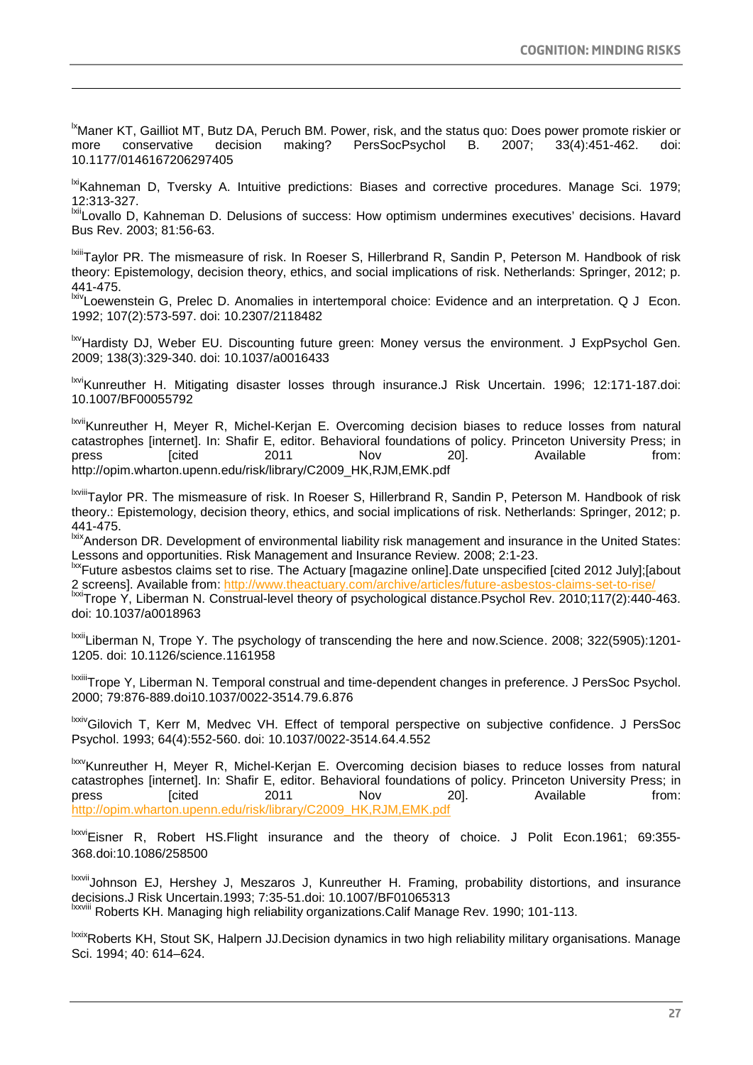[lx]Maner KT, Gailliot MT, Butz DA, Peruch BM. Power, risk, and the status quo: Does power promote riskier or more conservative decision making? PersSocPsychol B. 2007; 33(4):451-462. doi: 10.1177/0146167206297405

[lxi]Kahneman D, Tversky A. Intuitive predictions: Biases and corrective procedures. Manage Sci. 1979; 12:313-327.

[lxii]Lovallo D, Kahneman D. Delusions of success: How optimism undermines executives' decisions. Havard Bus Rev. 2003; 81:56-63.

[lxiii]Taylor PR. The mismeasure of risk. In Roeser S, Hillerbrand R, Sandin P, Peterson M. Handbook of risk theory: Epistemology, decision theory, ethics, and social implications of risk. Netherlands: Springer, 2012; p. 441-475.

[lxiv]Loewenstein G, Prelec D. Anomalies in intertemporal choice: Evidence and an interpretation. Q J Econ. 1992; 107(2):573-597. doi: 10.2307/2118482

[lxv]Hardisty DJ, Weber EU. Discounting future green: Money versus the environment. J ExpPsychol Gen. 2009; 138(3):329-340. doi: 10.1037/a0016433

[lxvi]Kunreuther H. Mitigating disaster losses through insurance.J Risk Uncertain. 1996; 12:171-187.doi: 10.1007/BF00055792

[lxvii]Kunreuther H, Meyer R, Michel-Kerjan E. Overcoming decision biases to reduce losses from natural catastrophes [internet]. In: Shafir E, editor. Behavioral foundations of policy. Princeton University Press; in press [cited 2011 Nov 20]. Available from: http://opim.wharton.upenn.edu/risk/library/C2009_HK,RJM,EMK.pdf

[lxviii]Taylor PR. The mismeasure of risk. In Roeser S, Hillerbrand R, Sandin P, Peterson M. Handbook of risk theory.: Epistemology, decision theory, ethics, and social implications of risk. Netherlands: Springer, 2012; p. 441-475.

[lxix]Anderson DR. Development of environmental liability risk management and insurance in the United States: Lessons and opportunities. Risk Management and Insurance Review. 2008; 2:1-23.

[lxx]Future asbestos claims set to rise. The Actuary [magazine online].Date unspecified [cited 2012 July];[about 2 screens]. Available from: http://www.theactuary.com/archive/articles/future-asbestos-claims-set-to-rise/

[lxxi]Trope Y, Liberman N. Construal-level theory of psychological distance.Psychol Rev. 2010;117(2):440-463. doi: 10.1037/a0018963

[lxxii]Liberman N, Trope Y. The psychology of transcending the here and now.Science. 2008; 322(5905):1201-1205. doi: 10.1126/science.1161958

[lxxiii]Trope Y, Liberman N. Temporal construal and time-dependent changes in preference. J PersSoc Psychol. 2000; 79:876-889.doi10.1037/0022-3514.79.6.876

[lxxiv]Gilovich T, Kerr M, Medvec VH. Effect of temporal perspective on subjective confidence. J PersSoc Psychol. 1993; 64(4):552-560. doi: 10.1037/0022-3514.64.4.552

[lxxv]Kunreuther H, Meyer R, Michel-Kerjan E. Overcoming decision biases to reduce losses from natural catastrophes [internet]. In: Shafir E, editor. Behavioral foundations of policy. Princeton University Press; in press [cited 2011 Nov 20]. Available from: http://opim.wharton.upenn.edu/risk/library/C2009_HK,RJM,EMK.pdf

[lxxvi]Eisner R, Robert HS.Flight insurance and the theory of choice. J Polit Econ.1961; 69:355-368.doi:10.1086/258500

[lxxvii]Johnson EJ, Hershey J, Meszaros J, Kunreuther H. Framing, probability distortions, and insurance decisions.J Risk Uncertain.1993; 7:35-51.doi: 10.1007/BF01065313

[lxxviii] Roberts KH. Managing high reliability organizations.Calif Manage Rev. 1990; 101-113.

[lxxix]Roberts KH, Stout SK, Halpern JJ.Decision dynamics in two high reliability military organisations. Manage Sci. 1994; 40: 614–624.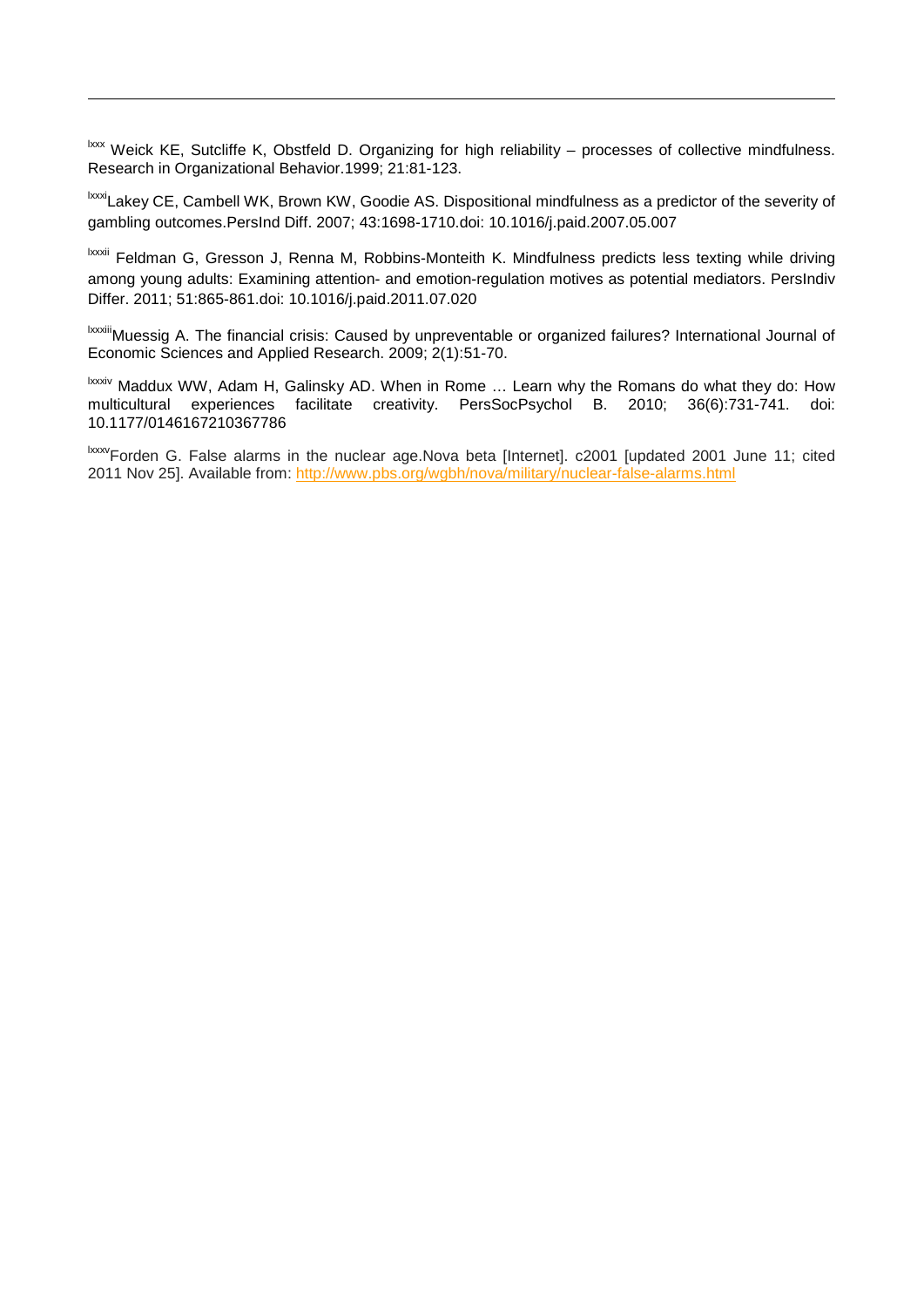[lxxx] Weick KE, Sutcliffe K, Obstfeld D. Organizing for high reliability – processes of collective mindfulness. Research in Organizational Behavior.1999; 21:81-123.

[lxxxi]Lakey CE, Cambell WK, Brown KW, Goodie AS. Dispositional mindfulness as a predictor of the severity of gambling outcomes.PersInd Diff. 2007; 43:1698-1710.doi: 10.1016/j.paid.2007.05.007

[lxxxii] Feldman G, Gresson J, Renna M, Robbins-Monteith K. Mindfulness predicts less texting while driving among young adults: Examining attention- and emotion-regulation motives as potential mediators. PersIndiv Differ. 2011; 51:865-861.doi: 10.1016/j.paid.2011.07.020

[lxxxiii]Muessig A. The financial crisis: Caused by unpreventable or organized failures? International Journal of Economic Sciences and Applied Research. 2009; 2(1):51-70.

[lxxxiv] Maddux WW, Adam H, Galinsky AD. When in Rome … Learn why the Romans do what they do: How multicultural experiences facilitate creativity. PersSocPsychol B. 2010; 36(6):731-741. doi: 10.1177/0146167210367786

[lxxxv]Forden G. False alarms in the nuclear age.Nova beta [Internet]. c2001 [updated 2001 June 11; cited 2011 Nov 25]. Available from: http://www.pbs.org/wgbh/nova/military/nuclear-false-alarms.html